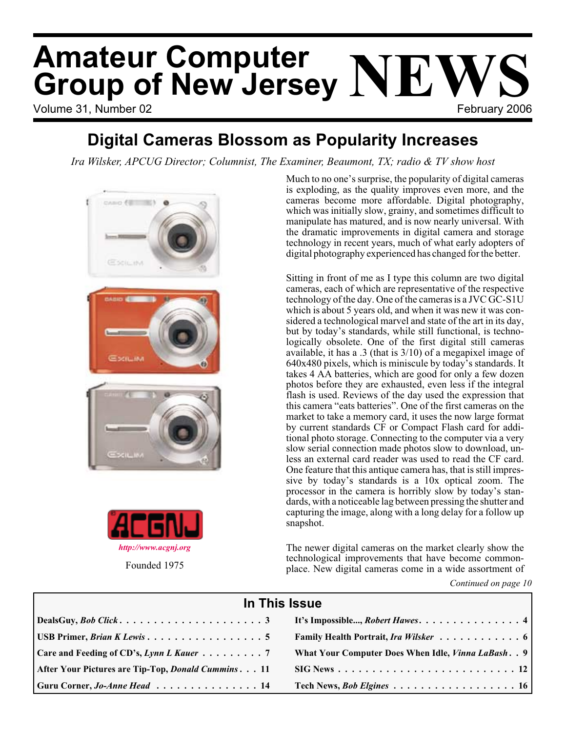# Amateur Computer Group of New Jersey NEWS

Volume 31, Number 02 — February 2006

## Digital Cameras Blossom as Popularity Increases

*Ira Wilsker, APCUG Director; Columnist, The Examiner, Beaumont, TX; radio & TV show host*

Much to no one's surprise, the popularity of digital cameras is exploding, as the quality improves even more, and the cameras become more affordable. Digital photography, which was initially slow, grainy, and sometimes difficult to manipulate has matured, and is now nearly universal. With the dramatic improvements in digital camera and storage technology in recent years, much of what early adopters of digital photography experienced has changed for the better.

Sitting in front of me as I type this column are two digital cameras, each of which are representative of the respective technology of the day. One of the cameras is a JVC GC-S1U which is about 5 years old, and when it was new it was considered a technological marvel and state of the art in its day, but by today's standards, while still functional, is technologically obsolete. One of the first digital still cameras available, it has a .3 (that is 3/10) of a megapixel image of 640x480 pixels, which is miniscule by today's standards. It takes 4 AA batteries, which are good for only a few dozen photos before they are exhausted, even less if the integral flash is used. Reviews of the day used the expression that this camera "eats batteries". One of the first cameras on the market to take a memory card, it uses the now large format by current standards CF or Compact Flash card for additional photo storage. Connecting to the computer via a very slow serial connection made photos slow to download, unless an external card reader was used to read the CF card. One feature that this antique camera has, that is still impressive by today's standards is a 10x optical zoom. The processor in the camera is horribly slow by today's standards, with a noticeable lag between pressing the shutter and capturing the image, along with a long delay for a follow up snapshot.

The newer digital cameras on the market clearly show the technological improvements that have become commonplace. New digital cameras come in a wide assortment of

*Continued on page 10*

ACGNJ

*http://www.acgnj.org*

Founded 1975

### In This Issue

| | |
|---|---|
| DealsGuy, *Bob Click* . . . 3 | It's Impossible..., *Robert Hawes* . . . 4 |
| USB Primer, *Brian K Lewis* . . . 5 | Family Health Portrait, *Ira Wilsker* . . . 6 |
| Care and Feeding of CD's, *Lynn L Kauer* . . . 7 | What Your Computer Does When Idle, *Vinna LaBash* . . . 9 |
| After Your Pictures are Tip-Top, *Donald Cummins* . . . 11 | SIG News . . . 12 |
| Guru Corner, *Jo-Anne Head* . . . 14 | Tech News, *Bob Elgines* . . . 16 |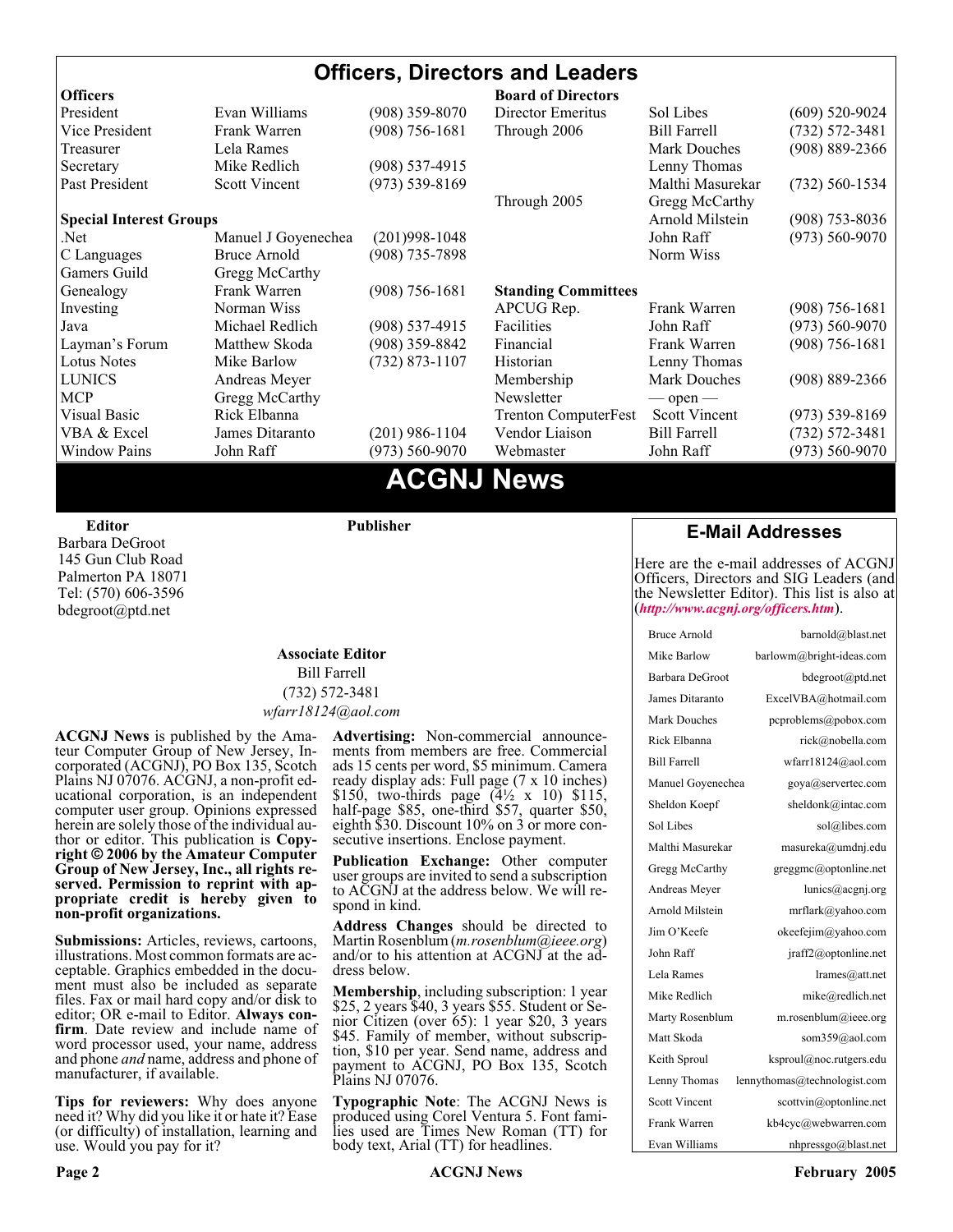# Officers, Directors and Leaders

| Officers | | |
|---|---|---|
| President | Evan Williams | (908) 359-8070 |
| Vice President | Frank Warren | (908) 756-1681 |
| Treasurer | Lela Rames | |
| Secretary | Mike Redlich | (908) 537-4915 |
| Past President | Scott Vincent | (973) 539-8169 |

| Special Interest Groups | | |
|---|---|---|
| .Net | Manuel J Goyenechea | (201)998-1048 |
| C Languages | Bruce Arnold | (908) 735-7898 |
| Gamers Guild | Gregg McCarthy | |
| Genealogy | Frank Warren | (908) 756-1681 |
| Investing | Norman Wiss | |
| Java | Michael Redlich | (908) 537-4915 |
| Layman's Forum | Matthew Skoda | (908) 359-8842 |
| Lotus Notes | Mike Barlow | (732) 873-1107 |
| LUNICS | Andreas Meyer | |
| MCP | Gregg McCarthy | |
| Visual Basic | Rick Elbanna | |
| VBA & Excel | James Ditaranto | (201) 986-1104 |
| Window Pains | John Raff | (973) 560-9070 |

| Board of Directors | | |
|---|---|---|
| Director Emeritus | Sol Libes | (609) 520-9024 |
| Through 2006 | Bill Farrell | (732) 572-3481 |
| | Mark Douches | (908) 889-2366 |
| | Lenny Thomas | |
| | Malthi Masurekar | (732) 560-1534 |
| Through 2005 | Gregg McCarthy | |
| | Arnold Milstein | (908) 753-8036 |
| | John Raff | (973) 560-9070 |
| | Norm Wiss | |

| Standing Committees | | |
|---|---|---|
| APCUG Rep. | Frank Warren | (908) 756-1681 |
| Facilities | John Raff | (973) 560-9070 |
| Financial | Frank Warren | (908) 756-1681 |
| Historian | Lenny Thomas | |
| Membership | Mark Douches | (908) 889-2366 |
| Newsletter | — open — | |
| Trenton ComputerFest | Scott Vincent | (973) 539-8169 |
| Vendor Liaison | Bill Farrell | (732) 572-3481 |
| Webmaster | John Raff | (973) 560-9070 |

# ACGNJ News

**Editor**
Barbara DeGroot
145 Gun Club Road
Palmerton PA 18071
Tel: (570) 606-3596
bdegroot@ptd.net

**Publisher**

**Associate Editor**
Bill Farrell
(732) 572-3481
*wfarr18124@aol.com*

**ACGNJ News** is published by the Amateur Computer Group of New Jersey, Incorporated (ACGNJ), PO Box 135, Scotch Plains NJ 07076. ACGNJ, a non-profit educational corporation, is an independent computer user group. Opinions expressed herein are solely those of the individual author or editor. This publication is **Copyright © 2006 by the Amateur Computer Group of New Jersey, Inc., all rights reserved. Permission to reprint with appropriate credit is hereby given to non-profit organizations.**

**Submissions:** Articles, reviews, cartoons, illustrations. Most common formats are acceptable. Graphics embedded in the document must also be included as separate files. Fax or mail hard copy and/or disk to editor; OR e-mail to Editor. **Always confirm**. Date review and include name of word processor used, your name, address and phone *and* name, address and phone of manufacturer, if available.

**Tips for reviewers:** Why does anyone need it? Why did you like it or hate it? Ease (or difficulty) of installation, learning and use. Would you pay for it?

**Advertising:** Non-commercial announcements from members are free. Commercial ads 15 cents per word, $5 minimum. Camera ready display ads: Full page (7 x 10 inches) $150, two-thirds page (4½ x 10) $115, half-page $85, one-third $57, quarter $50, eighth $30. Discount 10% on 3 or more consecutive insertions. Enclose payment.

**Publication Exchange:** Other computer user groups are invited to send a subscription to ACGNJ at the address below. We will respond in kind.

**Address Changes** should be directed to Martin Rosenblum (*m.rosenblum@ieee.org*) and/or to his attention at ACGNJ at the address below.

**Membership**, including subscription: 1 year $25, 2 years $40, 3 years $55. Student or Senior Citizen (over 65): 1 year $20, 3 years $45. Family of member, without subscription, $10 per year. Send name, address and payment to ACGNJ, PO Box 135, Scotch Plains NJ 07076.

**Typographic Note**: The ACGNJ News is produced using Corel Ventura 5. Font families used are Times New Roman (TT) for body text, Arial (TT) for headlines.

## E-Mail Addresses

Here are the e-mail addresses of ACGNJ Officers, Directors and SIG Leaders (and the Newsletter Editor). This list is also at (***http://www.acgnj.org/officers.htm***).

| Name | E-mail |
|---|---|
| Bruce Arnold | barnold@blast.net |
| Mike Barlow | barlowm@bright-ideas.com |
| Barbara DeGroot | bdegroot@ptd.net |
| James Ditaranto | ExcelVBA@hotmail.com |
| Mark Douches | pcproblems@pobox.com |
| Rick Elbanna | rick@nobella.com |
| Bill Farrell | wfarr18124@aol.com |
| Manuel Goyenechea | goya@servertec.com |
| Sheldon Koepf | sheldonk@intac.com |
| Sol Libes | sol@libes.com |
| Malthi Masurekar | masureka@umdnj.edu |
| Gregg McCarthy | greggmc@optonline.net |
| Andreas Meyer | lunics@acgnj.org |
| Arnold Milstein | mrflark@yahoo.com |
| Jim O'Keefe | okeefejim@yahoo.com |
| John Raff | jraff2@optonline.net |
| Lela Rames | lrames@att.net |
| Mike Redlich | mike@redlich.net |
| Marty Rosenblum | m.rosenblum@ieee.org |
| Matt Skoda | som359@aol.com |
| Keith Sproul | ksproul@noc.rutgers.edu |
| Lenny Thomas | lennythomas@technologist.com |
| Scott Vincent | scottvin@optonline.net |
| Frank Warren | kb4cyc@webwarren.com |
| Evan Williams | nhpressgo@blast.net |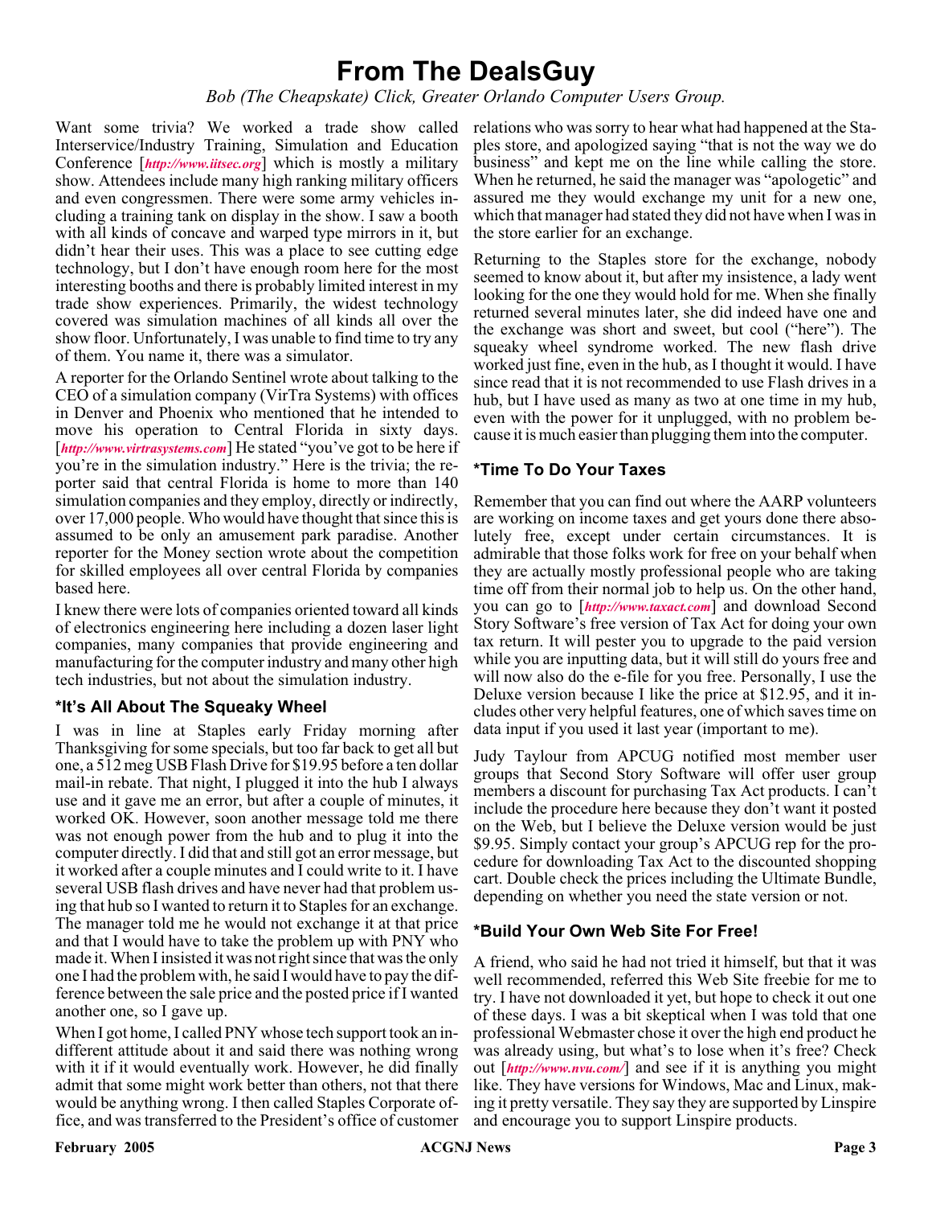# From The DealsGuy

*Bob (The Cheapskate) Click, Greater Orlando Computer Users Group.*

Want some trivia? We worked a trade show called Interservice/Industry Training, Simulation and Education Conference [*http://www.iitsec.org*] which is mostly a military show. Attendees include many high ranking military officers and even congressmen. There were some army vehicles including a training tank on display in the show. I saw a booth with all kinds of concave and warped type mirrors in it, but didn't hear their uses. This was a place to see cutting edge technology, but I don't have enough room here for the most interesting booths and there is probably limited interest in my trade show experiences. Primarily, the widest technology covered was simulation machines of all kinds all over the show floor. Unfortunately, I was unable to find time to try any of them. You name it, there was a simulator.

A reporter for the Orlando Sentinel wrote about talking to the CEO of a simulation company (VirTra Systems) with offices in Denver and Phoenix who mentioned that he intended to move his operation to Central Florida in sixty days. [*http://www.virtrasystems.com*] He stated "you've got to be here if you're in the simulation industry." Here is the trivia; the reporter said that central Florida is home to more than 140 simulation companies and they employ, directly or indirectly, over 17,000 people. Who would have thought that since this is assumed to be only an amusement park paradise. Another reporter for the Money section wrote about the competition for skilled employees all over central Florida by companies based here.

I knew there were lots of companies oriented toward all kinds of electronics engineering here including a dozen laser light companies, many companies that provide engineering and manufacturing for the computer industry and many other high tech industries, but not about the simulation industry.

### *It's All About The Squeaky Wheel

I was in line at Staples early Friday morning after Thanksgiving for some specials, but too far back to get all but one, a 512 meg USB Flash Drive for $19.95 before a ten dollar mail-in rebate. That night, I plugged it into the hub I always use and it gave me an error, but after a couple of minutes, it worked OK. However, soon another message told me there was not enough power from the hub and to plug it into the computer directly. I did that and still got an error message, but it worked after a couple minutes and I could write to it. I have several USB flash drives and have never had that problem using that hub so I wanted to return it to Staples for an exchange. The manager told me he would not exchange it at that price and that I would have to take the problem up with PNY who made it. When I insisted it was not right since that was the only one I had the problem with, he said I would have to pay the difference between the sale price and the posted price if I wanted another one, so I gave up.

When I got home, I called PNY whose tech support took an indifferent attitude about it and said there was nothing wrong with it if it would eventually work. However, he did finally admit that some might work better than others, not that there would be anything wrong. I then called Staples Corporate office, and was transferred to the President's office of customer relations who was sorry to hear what had happened at the Staples store, and apologized saying "that is not the way we do business" and kept me on the line while calling the store. When he returned, he said the manager was "apologetic" and assured me they would exchange my unit for a new one, which that manager had stated they did not have when I was in the store earlier for an exchange.

Returning to the Staples store for the exchange, nobody seemed to know about it, but after my insistence, a lady went looking for the one they would hold for me. When she finally returned several minutes later, she did indeed have one and the exchange was short and sweet, but cool ("here"). The squeaky wheel syndrome worked. The new flash drive worked just fine, even in the hub, as I thought it would. I have since read that it is not recommended to use Flash drives in a hub, but I have used as many as two at one time in my hub, even with the power for it unplugged, with no problem because it is much easier than plugging them into the computer.

### *Time To Do Your Taxes

Remember that you can find out where the AARP volunteers are working on income taxes and get yours done there absolutely free, except under certain circumstances. It is admirable that those folks work for free on your behalf when they are actually mostly professional people who are taking time off from their normal job to help us. On the other hand, you can go to [*http://www.taxact.com*] and download Second Story Software's free version of Tax Act for doing your own tax return. It will pester you to upgrade to the paid version while you are inputting data, but it will still do yours free and will now also do the e-file for you free. Personally, I use the Deluxe version because I like the price at $12.95, and it includes other very helpful features, one of which saves time on data input if you used it last year (important to me).

Judy Taylour from APCUG notified most member user groups that Second Story Software will offer user group members a discount for purchasing Tax Act products. I can't include the procedure here because they don't want it posted on the Web, but I believe the Deluxe version would be just $9.95. Simply contact your group's APCUG rep for the procedure for downloading Tax Act to the discounted shopping cart. Double check the prices including the Ultimate Bundle, depending on whether you need the state version or not.

### *Build Your Own Web Site For Free!

A friend, who said he had not tried it himself, but that it was well recommended, referred this Web Site freebie for me to try. I have not downloaded it yet, but hope to check it out one of these days. I was a bit skeptical when I was told that one professional Webmaster chose it over the high end product he was already using, but what's to lose when it's free? Check out [*http://www.nvu.com/*] and see if it is anything you might like. They have versions for Windows, Mac and Linux, making it pretty versatile. They say they are supported by Linspire and encourage you to support Linspire products.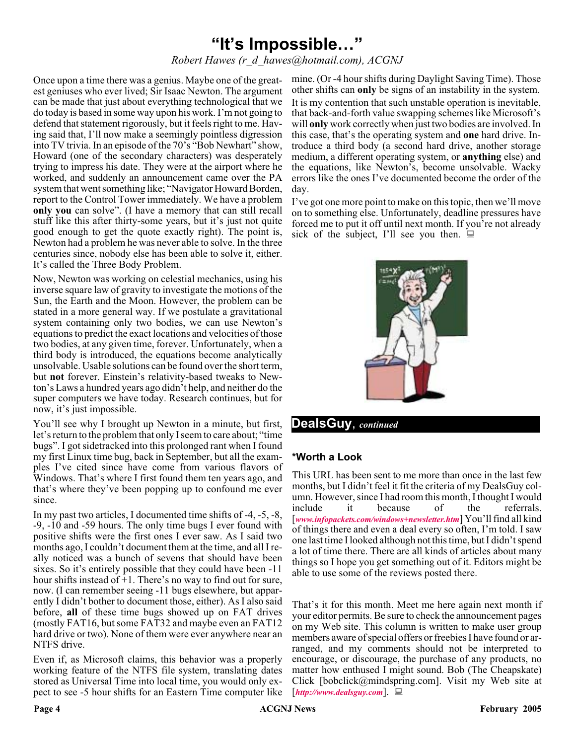# "It's Impossible…"

*Robert Hawes (r_d_hawes@hotmail.com), ACGNJ*

Once upon a time there was a genius. Maybe one of the greatest geniuses who ever lived; Sir Isaac Newton. The argument can be made that just about everything technological that we do today is based in some way upon his work. I'm not going to defend that statement rigorously, but it feels right to me. Having said that, I'll now make a seemingly pointless digression into TV trivia. In an episode of the 70's "Bob Newhart" show, Howard (one of the secondary characters) was desperately trying to impress his date. They were at the airport where he worked, and suddenly an announcement came over the PA system that went something like; "Navigator Howard Borden, report to the Control Tower immediately. We have a problem **only you** can solve". (I have a memory that can still recall stuff like this after thirty-some years, but it's just not quite good enough to get the quote exactly right). The point is, Newton had a problem he was never able to solve. In the three centuries since, nobody else has been able to solve it, either. It's called the Three Body Problem.

Now, Newton was working on celestial mechanics, using his inverse square law of gravity to investigate the motions of the Sun, the Earth and the Moon. However, the problem can be stated in a more general way. If we postulate a gravitational system containing only two bodies, we can use Newton's equations to predict the exact locations and velocities of those two bodies, at any given time, forever. Unfortunately, when a third body is introduced, the equations become analytically unsolvable. Usable solutions can be found over the short term, but **not** forever. Einstein's relativity-based tweaks to Newton's Laws a hundred years ago didn't help, and neither do the super computers we have today. Research continues, but for now, it's just impossible.

You'll see why I brought up Newton in a minute, but first, let's return to the problem that only I seem to care about; "time bugs". I got sidetracked into this prolonged rant when I found my first Linux time bug, back in September, but all the examples I've cited since have come from various flavors of Windows. That's where I first found them ten years ago, and that's where they've been popping up to confound me ever since.

In my past two articles, I documented time shifts of -4, -5, -8, -9, -10 and -59 hours. The only time bugs I ever found with positive shifts were the first ones I ever saw. As I said two months ago, I couldn't document them at the time, and all I really noticed was a bunch of sevens that should have been sixes. So it's entirely possible that they could have been -11 hour shifts instead of +1. There's no way to find out for sure, now. (I can remember seeing -11 bugs elsewhere, but apparently I didn't bother to document those, either). As I also said before, **all** of these time bugs showed up on FAT drives (mostly FAT16, but some FAT32 and maybe even an FAT12 hard drive or two). None of them were ever anywhere near an NTFS drive.

Even if, as Microsoft claims, this behavior was a properly working feature of the NTFS file system, translating dates stored as Universal Time into local time, you would only expect to see -5 hour shifts for an Eastern Time computer like mine. (Or -4 hour shifts during Daylight Saving Time). Those other shifts can **only** be signs of an instability in the system. It is my contention that such unstable operation is inevitable, that back-and-forth value swapping schemes like Microsoft's will **only** work correctly when just two bodies are involved. In this case, that's the operating system and **one** hard drive. Introduce a third body (a second hard drive, another storage medium, a different operating system, or **anything** else) and the equations, like Newton's, become unsolvable. Wacky errors like the ones I've documented become the order of the day.

I've got one more point to make on this topic, then we'll move on to something else. Unfortunately, deadline pressures have forced me to put it off until next month. If you're not already sick of the subject, I'll see you then.

## DealsGuy, *continued*

### *Worth a Look

This URL has been sent to me more than once in the last few months, but I didn't feel it fit the criteria of my DealsGuy column. However, since I had room this month, I thought I would include it because of the referrals. [*www.infopackets.com/windows+newsletter.htm*] You'll find all kind of things there and even a deal every so often, I'm told. I saw one last time I looked although not this time, but I didn't spend a lot of time there. There are all kinds of articles about many things so I hope you get something out of it. Editors might be able to use some of the reviews posted there.

That's it for this month. Meet me here again next month if your editor permits. Be sure to check the announcement pages on my Web site. This column is written to make user group members aware of special offers or freebies I have found or arranged, and my comments should not be interpreted to encourage, or discourage, the purchase of any products, no matter how enthused I might sound. Bob (The Cheapskate) Click [bobclick@mindspring.com]. Visit my Web site at [*http://www.dealsguy.com*].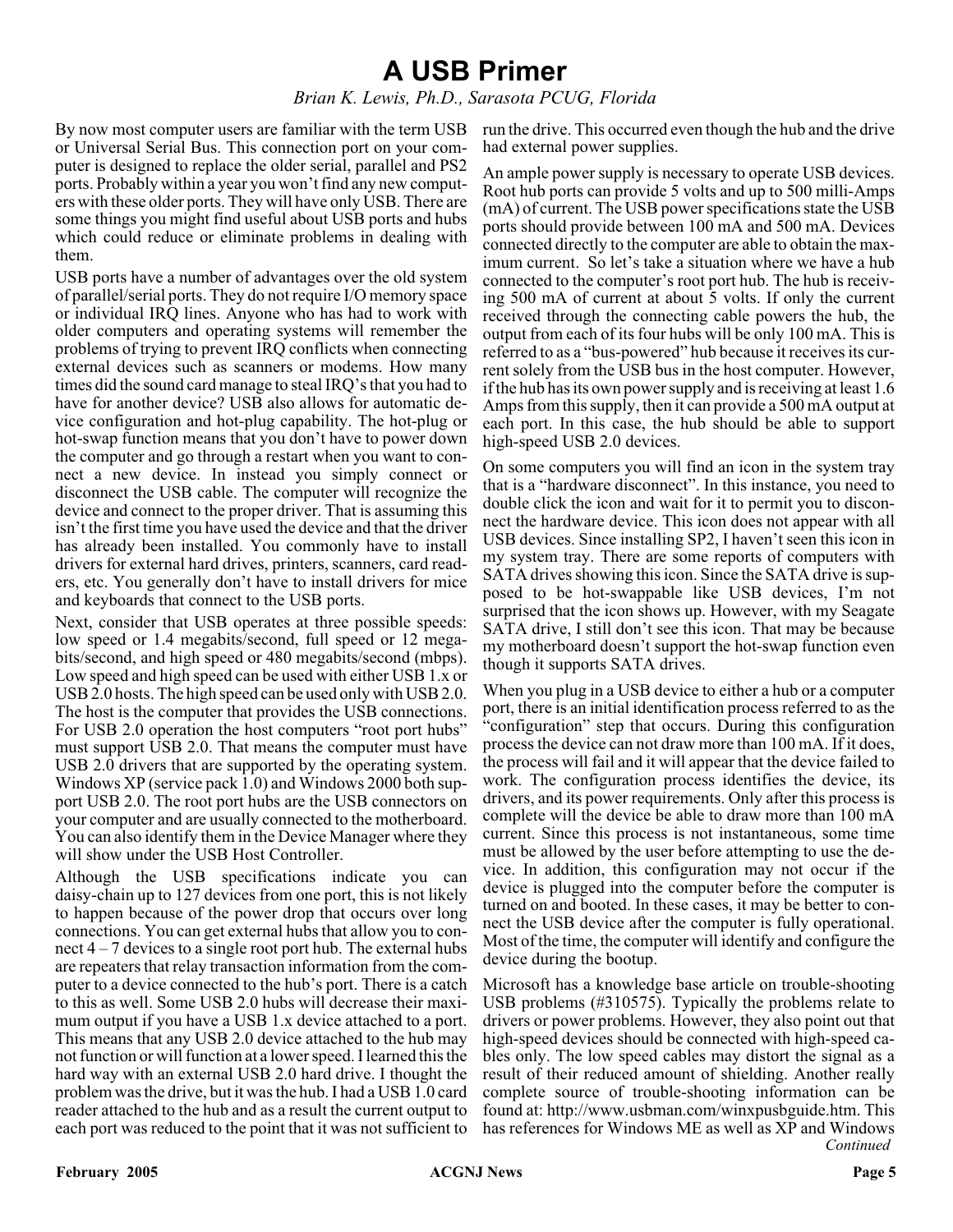// A USB Primer

*Brian K. Lewis, Ph.D., Sarasota PCUG, Florida*

By now most computer users are familiar with the term USB or Universal Serial Bus. This connection port on your computer is designed to replace the older serial, parallel and PS2 ports. Probably within a year you won't find any new computers with these older ports. They will have only USB. There are some things you might find useful about USB ports and hubs which could reduce or eliminate problems in dealing with them.

USB ports have a number of advantages over the old system of parallel/serial ports. They do not require I/O memory space or individual IRQ lines. Anyone who has had to work with older computers and operating systems will remember the problems of trying to prevent IRQ conflicts when connecting external devices such as scanners or modems. How many times did the sound card manage to steal IRQ's that you had to have for another device? USB also allows for automatic device configuration and hot-plug capability. The hot-plug or hot-swap function means that you don't have to power down the computer and go through a restart when you want to connect a new device. In instead you simply connect or disconnect the USB cable. The computer will recognize the device and connect to the proper driver. That is assuming this isn't the first time you have used the device and that the driver has already been installed. You commonly have to install drivers for external hard drives, printers, scanners, card readers, etc. You generally don't have to install drivers for mice and keyboards that connect to the USB ports.

Next, consider that USB operates at three possible speeds: low speed or 1.4 megabits/second, full speed or 12 megabits/second, and high speed or 480 megabits/second (mbps). Low speed and high speed can be used with either USB 1.x or USB 2.0 hosts. The high speed can be used only with USB 2.0. The host is the computer that provides the USB connections. For USB 2.0 operation the host computers "root port hubs" must support USB 2.0. That means the computer must have USB 2.0 drivers that are supported by the operating system. Windows XP (service pack 1.0) and Windows 2000 both support USB 2.0. The root port hubs are the USB connectors on your computer and are usually connected to the motherboard. You can also identify them in the Device Manager where they will show under the USB Host Controller.

Although the USB specifications indicate you can daisy-chain up to 127 devices from one port, this is not likely to happen because of the power drop that occurs over long connections. You can get external hubs that allow you to connect 4 – 7 devices to a single root port hub. The external hubs are repeaters that relay transaction information from the computer to a device connected to the hub's port. There is a catch to this as well. Some USB 2.0 hubs will decrease their maximum output if you have a USB 1.x device attached to a port. This means that any USB 2.0 device attached to the hub may not function or will function at a lower speed. I learned this the hard way with an external USB 2.0 hard drive. I thought the problem was the drive, but it was the hub. I had a USB 1.0 card reader attached to the hub and as a result the current output to each port was reduced to the point that it was not sufficient to run the drive. This occurred even though the hub and the drive had external power supplies.

An ample power supply is necessary to operate USB devices. Root hub ports can provide 5 volts and up to 500 milli-Amps (mA) of current. The USB power specifications state the USB ports should provide between 100 mA and 500 mA. Devices connected directly to the computer are able to obtain the maximum current. So let's take a situation where we have a hub connected to the computer's root port hub. The hub is receiving 500 mA of current at about 5 volts. If only the current received through the connecting cable powers the hub, the output from each of its four hubs will be only 100 mA. This is referred to as a "bus-powered" hub because it receives its current solely from the USB bus in the host computer. However, if the hub has its own power supply and is receiving at least 1.6 Amps from this supply, then it can provide a 500 mA output at each port. In this case, the hub should be able to support high-speed USB 2.0 devices.

On some computers you will find an icon in the system tray that is a "hardware disconnect". In this instance, you need to double click the icon and wait for it to permit you to disconnect the hardware device. This icon does not appear with all USB devices. Since installing SP2, I haven't seen this icon in my system tray. There are some reports of computers with SATA drives showing this icon. Since the SATA drive is supposed to be hot-swappable like USB devices, I'm not surprised that the icon shows up. However, with my Seagate SATA drive, I still don't see this icon. That may be because my motherboard doesn't support the hot-swap function even though it supports SATA drives.

When you plug in a USB device to either a hub or a computer port, there is an initial identification process referred to as the "configuration" step that occurs. During this configuration process the device can not draw more than 100 mA. If it does, the process will fail and it will appear that the device failed to work. The configuration process identifies the device, its drivers, and its power requirements. Only after this process is complete will the device be able to draw more than 100 mA current. Since this process is not instantaneous, some time must be allowed by the user before attempting to use the device. In addition, this configuration may not occur if the device is plugged into the computer before the computer is turned on and booted. In these cases, it may be better to connect the USB device after the computer is fully operational. Most of the time, the computer will identify and configure the device during the bootup.

Microsoft has a knowledge base article on trouble-shooting USB problems (#310575). Typically the problems relate to drivers or power problems. However, they also point out that high-speed devices should be connected with high-speed cables only. The low speed cables may distort the signal as a result of their reduced amount of shielding. Another really complete source of trouble-shooting information can be found at: http://www.usbman.com/winxpusbguide.htm. This has references for Windows ME as well as XP and Windows

*Continued*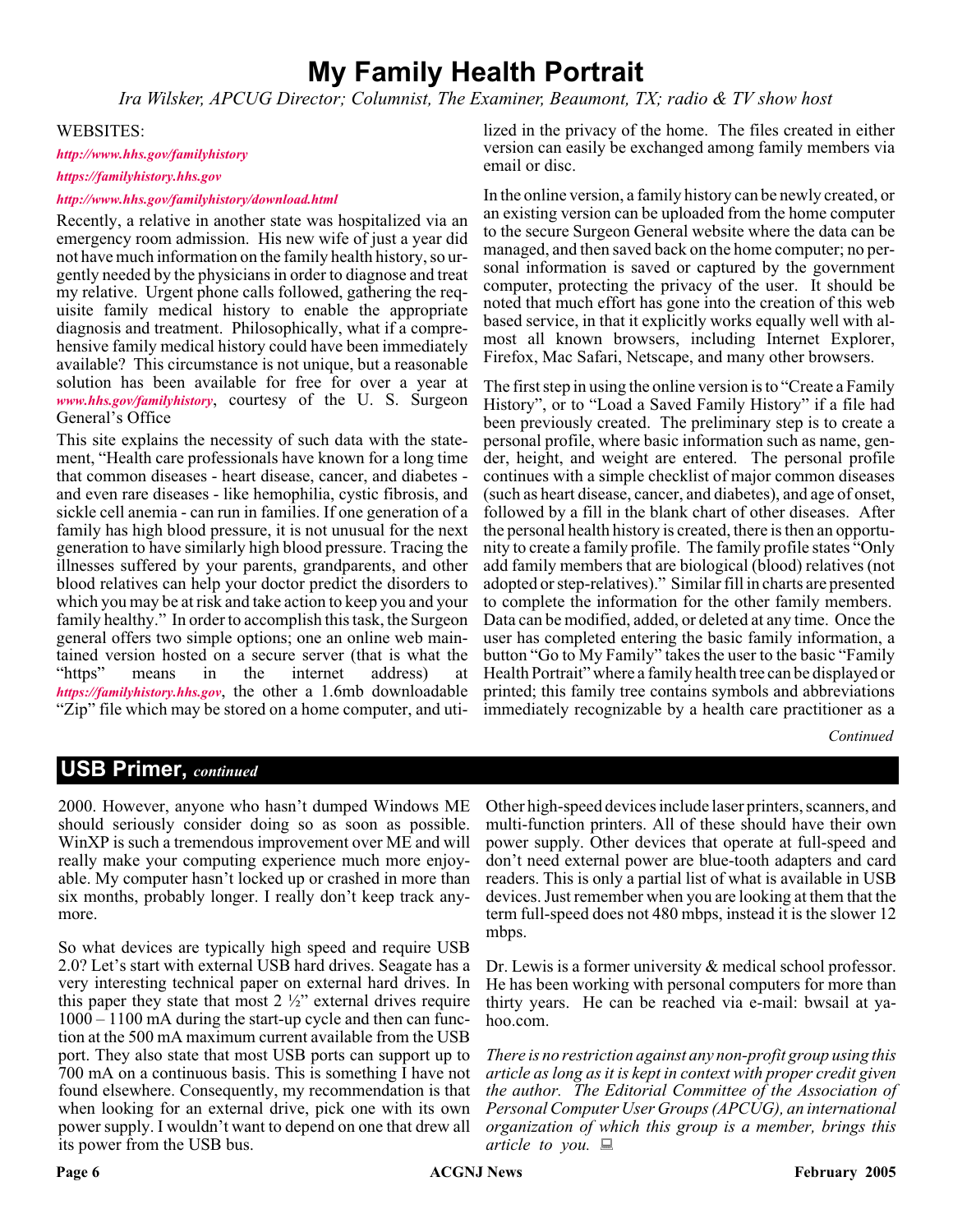# My Family Health Portrait

*Ira Wilsker, APCUG Director; Columnist, The Examiner, Beaumont, TX; radio & TV show host*

WEBSITES:

*http://www.hhs.gov/familyhistory*

*https://familyhistory.hhs.gov*

*http://www.hhs.gov/familyhistory/download.html*

Recently, a relative in another state was hospitalized via an emergency room admission. His new wife of just a year did not have much information on the family health history, so urgently needed by the physicians in order to diagnose and treat my relative. Urgent phone calls followed, gathering the requisite family medical history to enable the appropriate diagnosis and treatment. Philosophically, what if a comprehensive family medical history could have been immediately available? This circumstance is not unique, but a reasonable solution has been available for free for over a year at *www.hhs.gov/familyhistory*, courtesy of the U. S. Surgeon General's Office

This site explains the necessity of such data with the statement, "Health care professionals have known for a long time that common diseases - heart disease, cancer, and diabetes - and even rare diseases - like hemophilia, cystic fibrosis, and sickle cell anemia - can run in families. If one generation of a family has high blood pressure, it is not unusual for the next generation to have similarly high blood pressure. Tracing the illnesses suffered by your parents, grandparents, and other blood relatives can help your doctor predict the disorders to which you may be at risk and take action to keep you and your family healthy." In order to accomplish this task, the Surgeon general offers two simple options; one an online web maintained version hosted on a secure server (that is what the "https" means in the internet address) at *https://familyhistory.hhs.gov*, the other a 1.6mb downloadable "Zip" file which may be stored on a home computer, and utilized in the privacy of the home. The files created in either version can easily be exchanged among family members via email or disc.

In the online version, a family history can be newly created, or an existing version can be uploaded from the home computer to the secure Surgeon General website where the data can be managed, and then saved back on the home computer; no personal information is saved or captured by the government computer, protecting the privacy of the user. It should be noted that much effort has gone into the creation of this web based service, in that it explicitly works equally well with almost all known browsers, including Internet Explorer, Firefox, Mac Safari, Netscape, and many other browsers.

The first step in using the online version is to "Create a Family History", or to "Load a Saved Family History" if a file had been previously created. The preliminary step is to create a personal profile, where basic information such as name, gender, height, and weight are entered. The personal profile continues with a simple checklist of major common diseases (such as heart disease, cancer, and diabetes), and age of onset, followed by a fill in the blank chart of other diseases. After the personal health history is created, there is then an opportunity to create a family profile. The family profile states "Only add family members that are biological (blood) relatives (not adopted or step-relatives)." Similar fill in charts are presented to complete the information for the other family members. Data can be modified, added, or deleted at any time. Once the user has completed entering the basic family information, a button "Go to My Family" takes the user to the basic "Family Health Portrait" where a family health tree can be displayed or printed; this family tree contains symbols and abbreviations immediately recognizable by a health care practitioner as a

*Continued*

## USB Primer, *continued*

2000. However, anyone who hasn't dumped Windows ME should seriously consider doing so as soon as possible. WinXP is such a tremendous improvement over ME and will really make your computing experience much more enjoyable. My computer hasn't locked up or crashed in more than six months, probably longer. I really don't keep track anymore.

So what devices are typically high speed and require USB 2.0? Let's start with external USB hard drives. Seagate has a very interesting technical paper on external hard drives. In this paper they state that most 2 ½" external drives require 1000 – 1100 mA during the start-up cycle and then can function at the 500 mA maximum current available from the USB port. They also state that most USB ports can support up to 700 mA on a continuous basis. This is something I have not found elsewhere. Consequently, my recommendation is that when looking for an external drive, pick one with its own power supply. I wouldn't want to depend on one that drew all its power from the USB bus.

Other high-speed devices include laser printers, scanners, and multi-function printers. All of these should have their own power supply. Other devices that operate at full-speed and don't need external power are blue-tooth adapters and card readers. This is only a partial list of what is available in USB devices. Just remember when you are looking at them that the term full-speed does not 480 mbps, instead it is the slower 12 mbps.

Dr. Lewis is a former university & medical school professor. He has been working with personal computers for more than thirty years. He can be reached via e-mail: bwsail at yahoo.com.

*There is no restriction against any non-profit group using this article as long as it is kept in context with proper credit given the author. The Editorial Committee of the Association of Personal Computer User Groups (APCUG), an international organization of which this group is a member, brings this article to you.*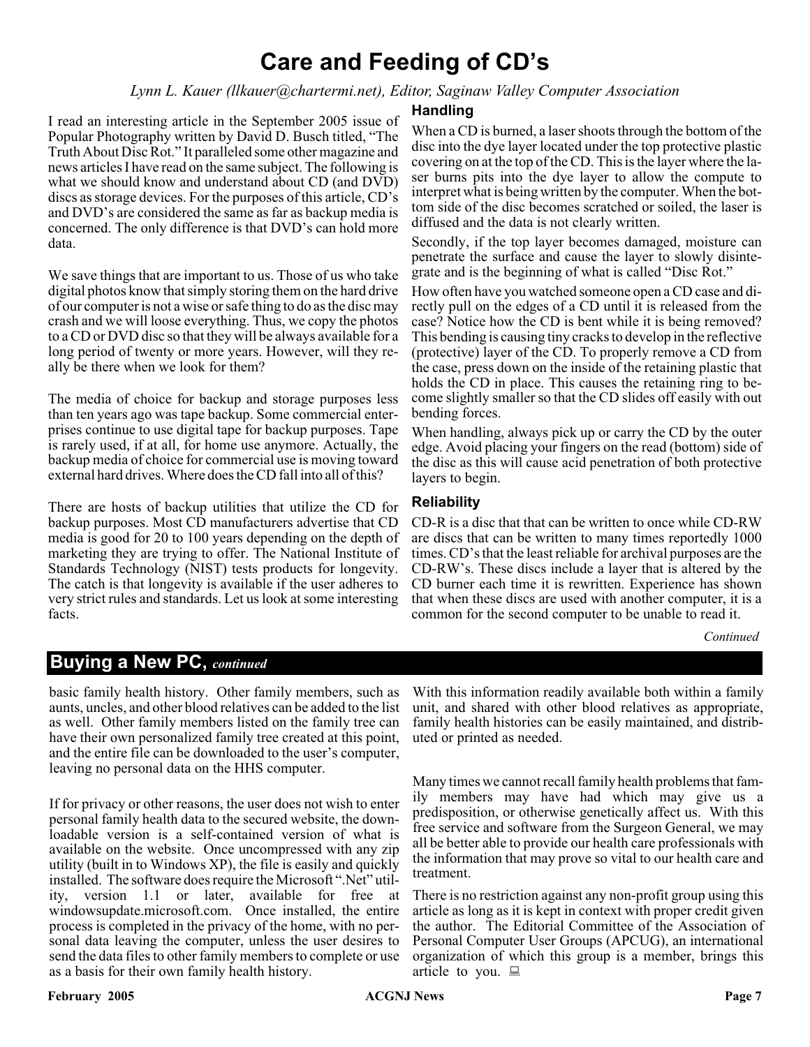# Care and Feeding of CD's

*Lynn L. Kauer (llkauer@chartermi.net), Editor, Saginaw Valley Computer Association*

I read an interesting article in the September 2005 issue of Popular Photography written by David D. Busch titled, "The Truth About Disc Rot." It paralleled some other magazine and news articles I have read on the same subject. The following is what we should know and understand about CD (and DVD) discs as storage devices. For the purposes of this article, CD's and DVD's are considered the same as far as backup media is concerned. The only difference is that DVD's can hold more data.

We save things that are important to us. Those of us who take digital photos know that simply storing them on the hard drive of our computer is not a wise or safe thing to do as the disc may crash and we will loose everything. Thus, we copy the photos to a CD or DVD disc so that they will be always available for a long period of twenty or more years. However, will they really be there when we look for them?

The media of choice for backup and storage purposes less than ten years ago was tape backup. Some commercial enterprises continue to use digital tape for backup purposes. Tape is rarely used, if at all, for home use anymore. Actually, the backup media of choice for commercial use is moving toward external hard drives. Where does the CD fall into all of this?

There are hosts of backup utilities that utilize the CD for backup purposes. Most CD manufacturers advertise that CD media is good for 20 to 100 years depending on the depth of marketing they are trying to offer. The National Institute of Standards Technology (NIST) tests products for longevity. The catch is that longevity is available if the user adheres to very strict rules and standards. Let us look at some interesting facts.

### Handling

When a CD is burned, a laser shoots through the bottom of the disc into the dye layer located under the top protective plastic covering on at the top of the CD. This is the layer where the laser burns pits into the dye layer to allow the compute to interpret what is being written by the computer. When the bottom side of the disc becomes scratched or soiled, the laser is diffused and the data is not clearly written.

Secondly, if the top layer becomes damaged, moisture can penetrate the surface and cause the layer to slowly disintegrate and is the beginning of what is called "Disc Rot."

How often have you watched someone open a CD case and directly pull on the edges of a CD until it is released from the case? Notice how the CD is bent while it is being removed? This bending is causing tiny cracks to develop in the reflective (protective) layer of the CD. To properly remove a CD from the case, press down on the inside of the retaining plastic that holds the CD in place. This causes the retaining ring to become slightly smaller so that the CD slides off easily with out bending forces.

When handling, always pick up or carry the CD by the outer edge. Avoid placing your fingers on the read (bottom) side of the disc as this will cause acid penetration of both protective layers to begin.

### Reliability

CD-R is a disc that that can be written to once while CD-RW are discs that can be written to many times reportedly 1000 times. CD's that the least reliable for archival purposes are the CD-RW's. These discs include a layer that is altered by the CD burner each time it is rewritten. Experience has shown that when these discs are used with another computer, it is a common for the second computer to be unable to read it.

*Continued*

## Buying a New PC, *continued*

basic family health history. Other family members, such as aunts, uncles, and other blood relatives can be added to the list as well. Other family members listed on the family tree can have their own personalized family tree created at this point, and the entire file can be downloaded to the user's computer, leaving no personal data on the HHS computer.

If for privacy or other reasons, the user does not wish to enter personal family health data to the secured website, the downloadable version is a self-contained version of what is available on the website. Once uncompressed with any zip utility (built in to Windows XP), the file is easily and quickly installed. The software does require the Microsoft ".Net" utility, version 1.1 or later, available for free at windowsupdate.microsoft.com. Once installed, the entire process is completed in the privacy of the home, with no personal data leaving the computer, unless the user desires to send the data files to other family members to complete or use as a basis for their own family health history.

With this information readily available both within a family unit, and shared with other blood relatives as appropriate, family health histories can be easily maintained, and distributed or printed as needed.

Many times we cannot recall family health problems that family members may have had which may give us a predisposition, or otherwise genetically affect us. With this free service and software from the Surgeon General, we may all be better able to provide our health care professionals with the information that may prove so vital to our health care and treatment.

There is no restriction against any non-profit group using this article as long as it is kept in context with proper credit given the author. The Editorial Committee of the Association of Personal Computer User Groups (APCUG), an international organization of which this group is a member, brings this article to you.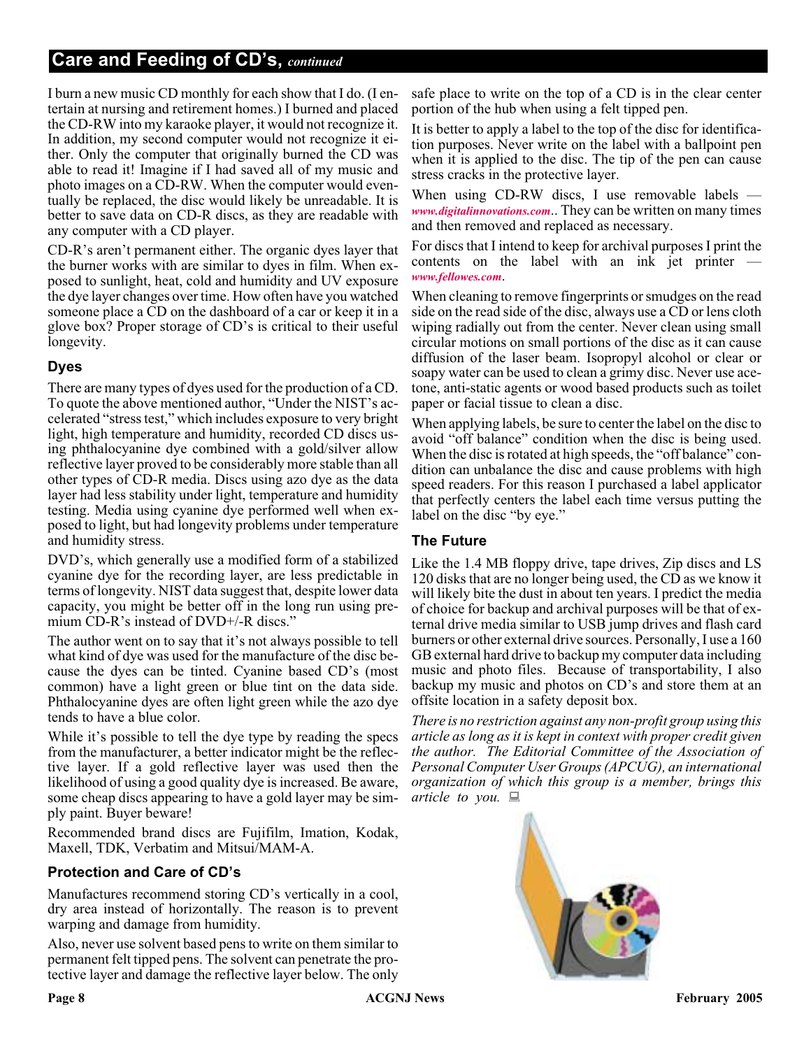## Care and Feeding of CD's, *continued*

I burn a new music CD monthly for each show that I do. (I entertain at nursing and retirement homes.) I burned and placed the CD-RW into my karaoke player, it would not recognize it. In addition, my second computer would not recognize it either. Only the computer that originally burned the CD was able to read it! Imagine if I had saved all of my music and photo images on a CD-RW. When the computer would eventually be replaced, the disc would likely be unreadable. It is better to save data on CD-R discs, as they are readable with any computer with a CD player.

CD-R's aren't permanent either. The organic dyes layer that the burner works with are similar to dyes in film. When exposed to sunlight, heat, cold and humidity and UV exposure the dye layer changes over time. How often have you watched someone place a CD on the dashboard of a car or keep it in a glove box? Proper storage of CD's is critical to their useful longevity.

### Dyes

There are many types of dyes used for the production of a CD. To quote the above mentioned author, "Under the NIST's accelerated "stress test," which includes exposure to very bright light, high temperature and humidity, recorded CD discs using phthalocyanine dye combined with a gold/silver allow reflective layer proved to be considerably more stable than all other types of CD-R media. Discs using azo dye as the data layer had less stability under light, temperature and humidity testing. Media using cyanine dye performed well when exposed to light, but had longevity problems under temperature and humidity stress.

DVD's, which generally use a modified form of a stabilized cyanine dye for the recording layer, are less predictable in terms of longevity. NIST data suggest that, despite lower data capacity, you might be better off in the long run using premium CD-R's instead of DVD+/-R discs."

The author went on to say that it's not always possible to tell what kind of dye was used for the manufacture of the disc because the dyes can be tinted. Cyanine based CD's (most common) have a light green or blue tint on the data side. Phthalocyanine dyes are often light green while the azo dye tends to have a blue color.

While it's possible to tell the dye type by reading the specs from the manufacturer, a better indicator might be the reflective layer. If a gold reflective layer was used then the likelihood of using a good quality dye is increased. Be aware, some cheap discs appearing to have a gold layer may be simply paint. Buyer beware!

Recommended brand discs are Fujifilm, Imation, Kodak, Maxell, TDK, Verbatim and Mitsui/MAM-A.

### Protection and Care of CD's

Manufactures recommend storing CD's vertically in a cool, dry area instead of horizontally. The reason is to prevent warping and damage from humidity.

Also, never use solvent based pens to write on them similar to permanent felt tipped pens. The solvent can penetrate the protective layer and damage the reflective layer below. The only safe place to write on the top of a CD is in the clear center portion of the hub when using a felt tipped pen.

It is better to apply a label to the top of the disc for identification purposes. Never write on the label with a ballpoint pen when it is applied to the disc. The tip of the pen can cause stress cracks in the protective layer.

When using CD-RW discs, I use removable labels — *www.digitalinnovations.com*.. They can be written on many times and then removed and replaced as necessary.

For discs that I intend to keep for archival purposes I print the contents on the label with an ink jet printer — *www.fellowes.com*.

When cleaning to remove fingerprints or smudges on the read side on the read side of the disc, always use a CD or lens cloth wiping radially out from the center. Never clean using small circular motions on small portions of the disc as it can cause diffusion of the laser beam. Isopropyl alcohol or clear or soapy water can be used to clean a grimy disc. Never use acetone, anti-static agents or wood based products such as toilet paper or facial tissue to clean a disc.

When applying labels, be sure to center the label on the disc to avoid "off balance" condition when the disc is being used. When the disc is rotated at high speeds, the "off balance" condition can unbalance the disc and cause problems with high speed readers. For this reason I purchased a label applicator that perfectly centers the label each time versus putting the label on the disc "by eye."

### The Future

Like the 1.4 MB floppy drive, tape drives, Zip discs and LS 120 disks that are no longer being used, the CD as we know it will likely bite the dust in about ten years. I predict the media of choice for backup and archival purposes will be that of external drive media similar to USB jump drives and flash card burners or other external drive sources. Personally, I use a 160 GB external hard drive to backup my computer data including music and photo files. Because of transportability, I also backup my music and photos on CD's and store them at an offsite location in a safety deposit box.

*There is no restriction against any non-profit group using this article as long as it is kept in context with proper credit given the author. The Editorial Committee of the Association of Personal Computer User Groups (APCUG), an international organization of which this group is a member, brings this article to you.*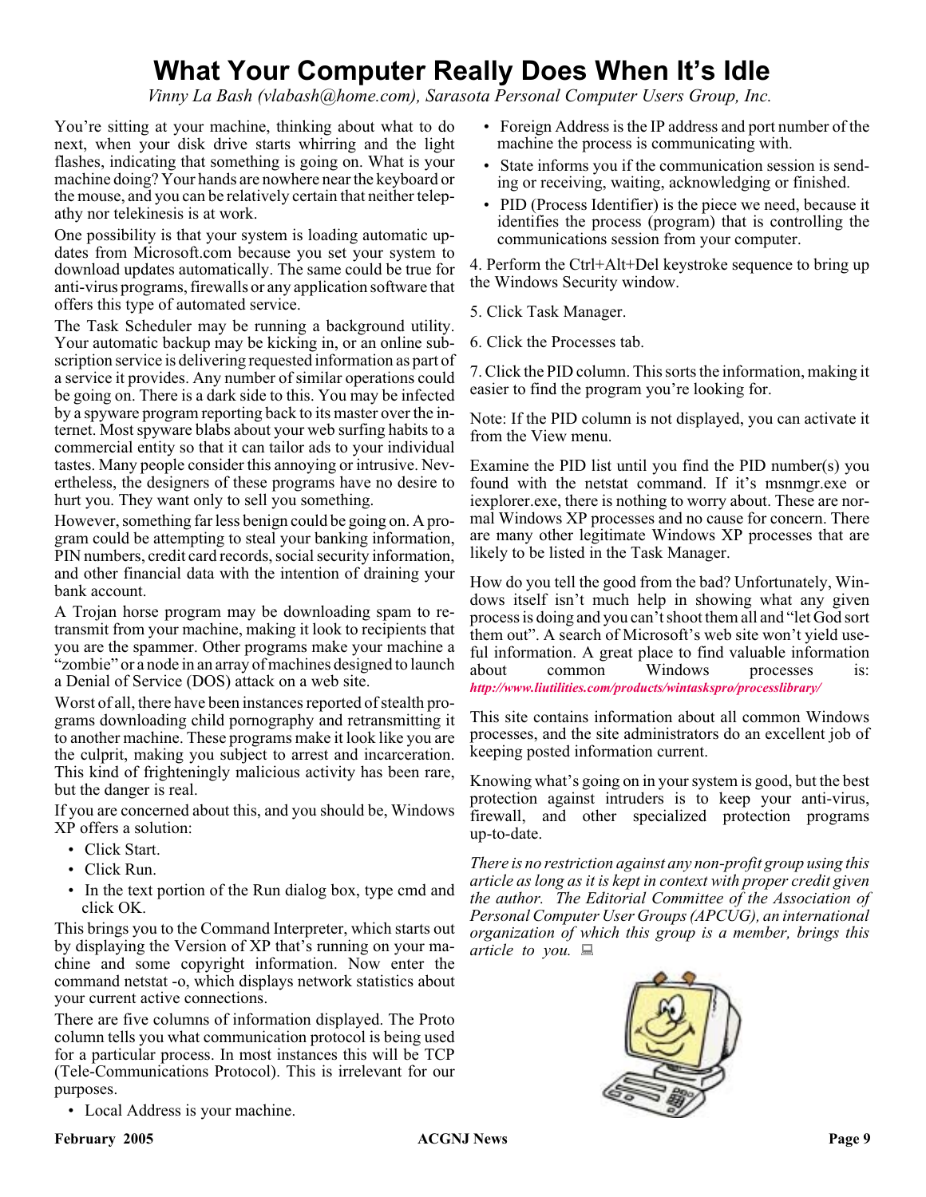# What Your Computer Really Does When It's Idle

*Vinny La Bash (vlabash@home.com), Sarasota Personal Computer Users Group, Inc.*

You're sitting at your machine, thinking about what to do next, when your disk drive starts whirring and the light flashes, indicating that something is going on. What is your machine doing? Your hands are nowhere near the keyboard or the mouse, and you can be relatively certain that neither telepathy nor telekinesis is at work.

One possibility is that your system is loading automatic updates from Microsoft.com because you set your system to download updates automatically. The same could be true for anti-virus programs, firewalls or any application software that offers this type of automated service.

The Task Scheduler may be running a background utility. Your automatic backup may be kicking in, or an online subscription service is delivering requested information as part of a service it provides. Any number of similar operations could be going on. There is a dark side to this. You may be infected by a spyware program reporting back to its master over the internet. Most spyware blabs about your web surfing habits to a commercial entity so that it can tailor ads to your individual tastes. Many people consider this annoying or intrusive. Nevertheless, the designers of these programs have no desire to hurt you. They want only to sell you something.

However, something far less benign could be going on. A program could be attempting to steal your banking information, PIN numbers, credit card records, social security information, and other financial data with the intention of draining your bank account.

A Trojan horse program may be downloading spam to retransmit from your machine, making it look to recipients that you are the spammer. Other programs make your machine a "zombie" or a node in an array of machines designed to launch a Denial of Service (DOS) attack on a web site.

Worst of all, there have been instances reported of stealth programs downloading child pornography and retransmitting it to another machine. These programs make it look like you are the culprit, making you subject to arrest and incarceration. This kind of frighteningly malicious activity has been rare, but the danger is real.

If you are concerned about this, and you should be, Windows XP offers a solution:

- Click Start.
- Click Run.
- In the text portion of the Run dialog box, type cmd and click OK.

This brings you to the Command Interpreter, which starts out by displaying the Version of XP that's running on your machine and some copyright information. Now enter the command netstat -o, which displays network statistics about your current active connections.

There are five columns of information displayed. The Proto column tells you what communication protocol is being used for a particular process. In most instances this will be TCP (Tele-Communications Protocol). This is irrelevant for our purposes.

- Local Address is your machine.
- Foreign Address is the IP address and port number of the machine the process is communicating with.
- State informs you if the communication session is sending or receiving, waiting, acknowledging or finished.
- PID (Process Identifier) is the piece we need, because it identifies the process (program) that is controlling the communications session from your computer.

4. Perform the Ctrl+Alt+Del keystroke sequence to bring up the Windows Security window.

5. Click Task Manager.

6. Click the Processes tab.

7. Click the PID column. This sorts the information, making it easier to find the program you're looking for.

Note: If the PID column is not displayed, you can activate it from the View menu.

Examine the PID list until you find the PID number(s) you found with the netstat command. If it's msnmgr.exe or iexplorer.exe, there is nothing to worry about. These are normal Windows XP processes and no cause for concern. There are many other legitimate Windows XP processes that are likely to be listed in the Task Manager.

How do you tell the good from the bad? Unfortunately, Windows itself isn't much help in showing what any given process is doing and you can't shoot them all and "let God sort them out". A search of Microsoft's web site won't yield useful information. A great place to find valuable information about common Windows processes is: ***http://www.liutilities.com/products/wintaskspro/processlibrary/***

This site contains information about all common Windows processes, and the site administrators do an excellent job of keeping posted information current.

Knowing what's going on in your system is good, but the best protection against intruders is to keep your anti-virus, firewall, and other specialized protection programs up-to-date.

*There is no restriction against any non-profit group using this article as long as it is kept in context with proper credit given the author. The Editorial Committee of the Association of Personal Computer User Groups (APCUG), an international organization of which this group is a member, brings this article to you.*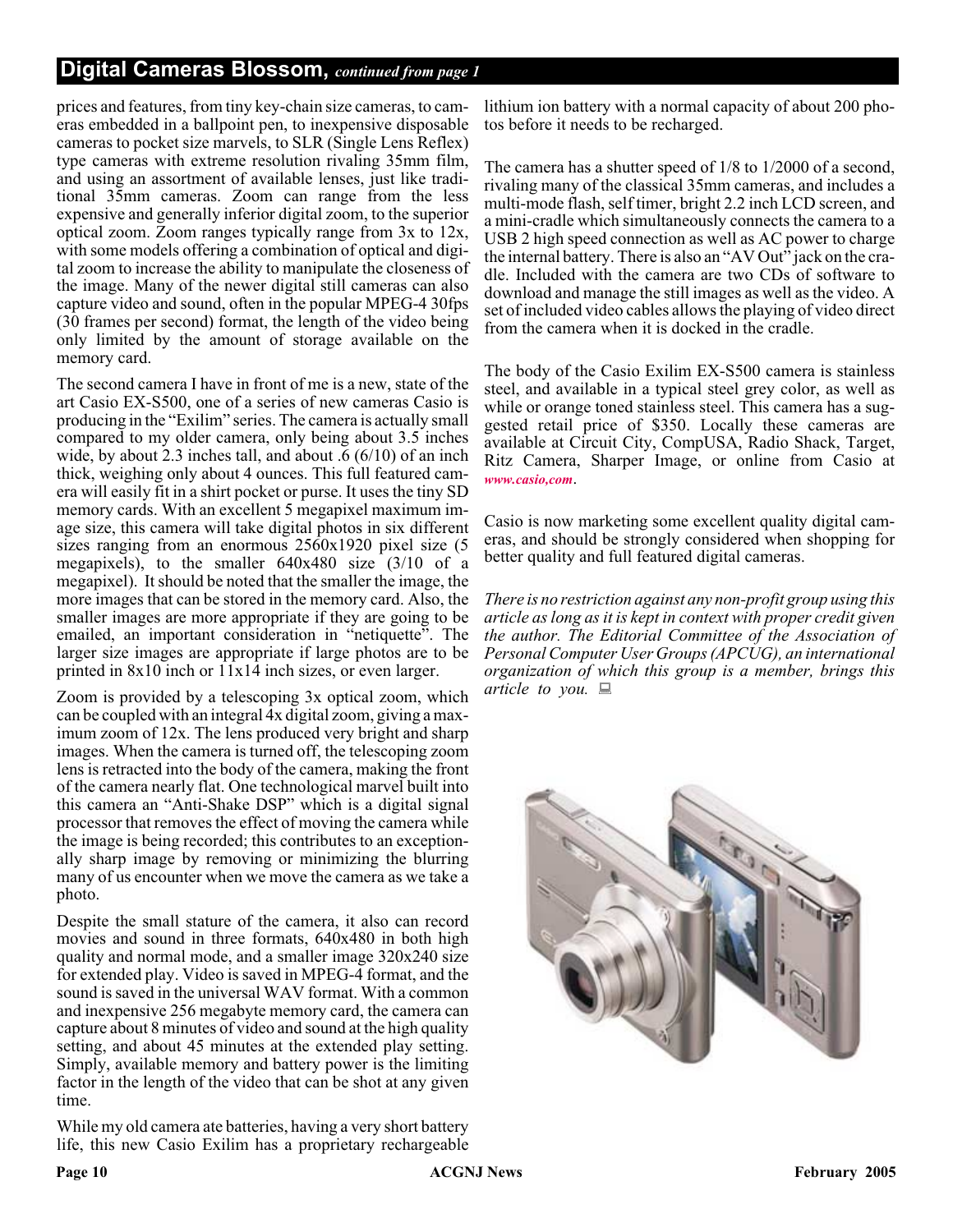## Digital Cameras Blossom, *continued from page 1*

prices and features, from tiny key-chain size cameras, to cameras embedded in a ballpoint pen, to inexpensive disposable cameras to pocket size marvels, to SLR (Single Lens Reflex) type cameras with extreme resolution rivaling 35mm film, and using an assortment of available lenses, just like traditional 35mm cameras. Zoom can range from the less expensive and generally inferior digital zoom, to the superior optical zoom. Zoom ranges typically range from 3x to 12x, with some models offering a combination of optical and digital zoom to increase the ability to manipulate the closeness of the image. Many of the newer digital still cameras can also capture video and sound, often in the popular MPEG-4 30fps (30 frames per second) format, the length of the video being only limited by the amount of storage available on the memory card.

The second camera I have in front of me is a new, state of the art Casio EX-S500, one of a series of new cameras Casio is producing in the "Exilim" series. The camera is actually small compared to my older camera, only being about 3.5 inches wide, by about 2.3 inches tall, and about .6 (6/10) of an inch thick, weighing only about 4 ounces. This full featured camera will easily fit in a shirt pocket or purse. It uses the tiny SD memory cards. With an excellent 5 megapixel maximum image size, this camera will take digital photos in six different sizes ranging from an enormous 2560x1920 pixel size (5 megapixels), to the smaller 640x480 size (3/10 of a megapixel). It should be noted that the smaller the image, the more images that can be stored in the memory card. Also, the smaller images are more appropriate if they are going to be emailed, an important consideration in "netiquette". The larger size images are appropriate if large photos are to be printed in 8x10 inch or 11x14 inch sizes, or even larger.

Zoom is provided by a telescoping 3x optical zoom, which can be coupled with an integral 4x digital zoom, giving a maximum zoom of 12x. The lens produced very bright and sharp images. When the camera is turned off, the telescoping zoom lens is retracted into the body of the camera, making the front of the camera nearly flat. One technological marvel built into this camera an "Anti-Shake DSP" which is a digital signal processor that removes the effect of moving the camera while the image is being recorded; this contributes to an exceptionally sharp image by removing or minimizing the blurring many of us encounter when we move the camera as we take a photo.

Despite the small stature of the camera, it also can record movies and sound in three formats, 640x480 in both high quality and normal mode, and a smaller image 320x240 size for extended play. Video is saved in MPEG-4 format, and the sound is saved in the universal WAV format. With a common and inexpensive 256 megabyte memory card, the camera can capture about 8 minutes of video and sound at the high quality setting, and about 45 minutes at the extended play setting. Simply, available memory and battery power is the limiting factor in the length of the video that can be shot at any given time.

While my old camera ate batteries, having a very short battery life, this new Casio Exilim has a proprietary rechargeable lithium ion battery with a normal capacity of about 200 photos before it needs to be recharged.

The camera has a shutter speed of 1/8 to 1/2000 of a second, rivaling many of the classical 35mm cameras, and includes a multi-mode flash, self timer, bright 2.2 inch LCD screen, and a mini-cradle which simultaneously connects the camera to a USB 2 high speed connection as well as AC power to charge the internal battery. There is also an "AV Out" jack on the cradle. Included with the camera are two CDs of software to download and manage the still images as well as the video. A set of included video cables allows the playing of video direct from the camera when it is docked in the cradle.

The body of the Casio Exilim EX-S500 camera is stainless steel, and available in a typical steel grey color, as well as while or orange toned stainless steel. This camera has a suggested retail price of $350. Locally these cameras are available at Circuit City, CompUSA, Radio Shack, Target, Ritz Camera, Sharper Image, or online from Casio at *www.casio,com*.

Casio is now marketing some excellent quality digital cameras, and should be strongly considered when shopping for better quality and full featured digital cameras.

*There is no restriction against any non-profit group using this article as long as it is kept in context with proper credit given the author. The Editorial Committee of the Association of Personal Computer User Groups (APCUG), an international organization of which this group is a member, brings this article to you.*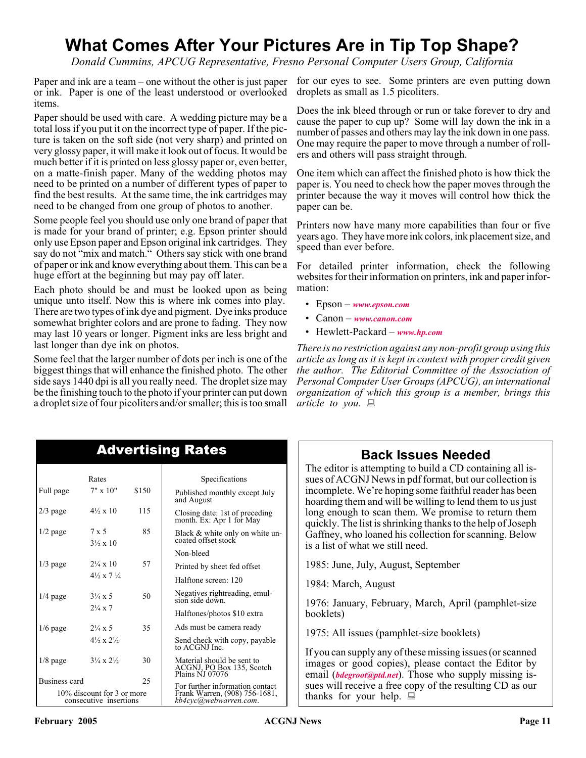# What Comes After Your Pictures Are in Tip Top Shape?

*Donald Cummins, APCUG Representative, Fresno Personal Computer Users Group, California*

Paper and ink are a team – one without the other is just paper or ink. Paper is one of the least understood or overlooked items.

Paper should be used with care. A wedding picture may be a total loss if you put it on the incorrect type of paper. If the picture is taken on the soft side (not very sharp) and printed on very glossy paper, it will make it look out of focus. It would be much better if it is printed on less glossy paper or, even better, on a matte-finish paper. Many of the wedding photos may need to be printed on a number of different types of paper to find the best results. At the same time, the ink cartridges may need to be changed from one group of photos to another.

Some people feel you should use only one brand of paper that is made for your brand of printer; e.g. Epson printer should only use Epson paper and Epson original ink cartridges. They say do not "mix and match." Others say stick with one brand of paper or ink and know everything about them. This can be a huge effort at the beginning but may pay off later.

Each photo should be and must be looked upon as being unique unto itself. Now this is where ink comes into play. There are two types of ink dye and pigment. Dye inks produce somewhat brighter colors and are prone to fading. They now may last 10 years or longer. Pigment inks are less bright and last longer than dye ink on photos.

Some feel that the larger number of dots per inch is one of the biggest things that will enhance the finished photo. The other side says 1440 dpi is all you really need. The droplet size may be the finishing touch to the photo if your printer can put down a droplet size of four picoliters and/or smaller; this is too small for our eyes to see. Some printers are even putting down droplets as small as 1.5 picoliters.

Does the ink bleed through or run or take forever to dry and cause the paper to cup up? Some will lay down the ink in a number of passes and others may lay the ink down in one pass. One may require the paper to move through a number of rollers and others will pass straight through.

One item which can affect the finished photo is how thick the paper is. You need to check how the paper moves through the printer because the way it moves will control how thick the paper can be.

Printers now have many more capabilities than four or five years ago. They have more ink colors, ink placement size, and speed than ever before.

For detailed printer information, check the following websites for their information on printers, ink and paper information:

- Epson – ***www.epson.com***
- Canon – ***www.canon.com***
- Hewlett-Packard – ***www.hp.com***

*There is no restriction against any non-profit group using this article as long as it is kept in context with proper credit given the author. The Editorial Committee of the Association of Personal Computer User Groups (APCUG), an international organization of which this group is a member, brings this article to you.*

## Advertising Rates

| | Rates | | Specifications |
|---|---|---|---|
| Full page | 7" x 10" | $150 | Published monthly except July and August |
| 2/3 page | 4½ x 10 | 115 | Closing date: 1st of preceding month. Ex: Apr 1 for May |
| 1/2 page | 7 x 5<br>3½ x 10 | 85 | Black & white only on white uncoated offset stock<br>Non-bleed |
| 1/3 page | 2¼ x 10<br>4½ x 7 ¼ | 57 | Printed by sheet fed offset<br>Halftone screen: 120 |
| 1/4 page | 3¼ x 5<br>2¼ x 7 | 50 | Negatives rightreading, emulsion side down.<br>Halftones/photos $10 extra |
| 1/6 page | 2¼ x 5<br>4½ x 2½ | 35 | Ads must be camera ready<br>Send check with copy, payable to ACGNJ Inc. |
| 1/8 page | 3¼ x 2½ | 30 | Material should be sent to ACGNJ, PO Box 135, Scotch Plains NJ 07076 |
| Business card | | 25 | For further information contact Frank Warren, (908) 756-1681, *kb4cyc@webwarren.com*. |
| 10% discount for 3 or more consecutive insertions | | | |

## Back Issues Needed

The editor is attempting to build a CD containing all issues of ACGNJ News in pdf format, but our collection is incomplete. We're hoping some faithful reader has been hoarding them and will be willing to lend them to us just long enough to scan them. We promise to return them quickly. The list is shrinking thanks to the help of Joseph Gaffney, who loaned his collection for scanning. Below is a list of what we still need.

1985: June, July, August, September

1984: March, August

1976: January, February, March, April (pamphlet-size booklets)

1975: All issues (pamphlet-size booklets)

If you can supply any of these missing issues (or scanned images or good copies), please contact the Editor by email (***bdegroot@ptd.net***). Those who supply missing issues will receive a free copy of the resulting CD as our thanks for your help.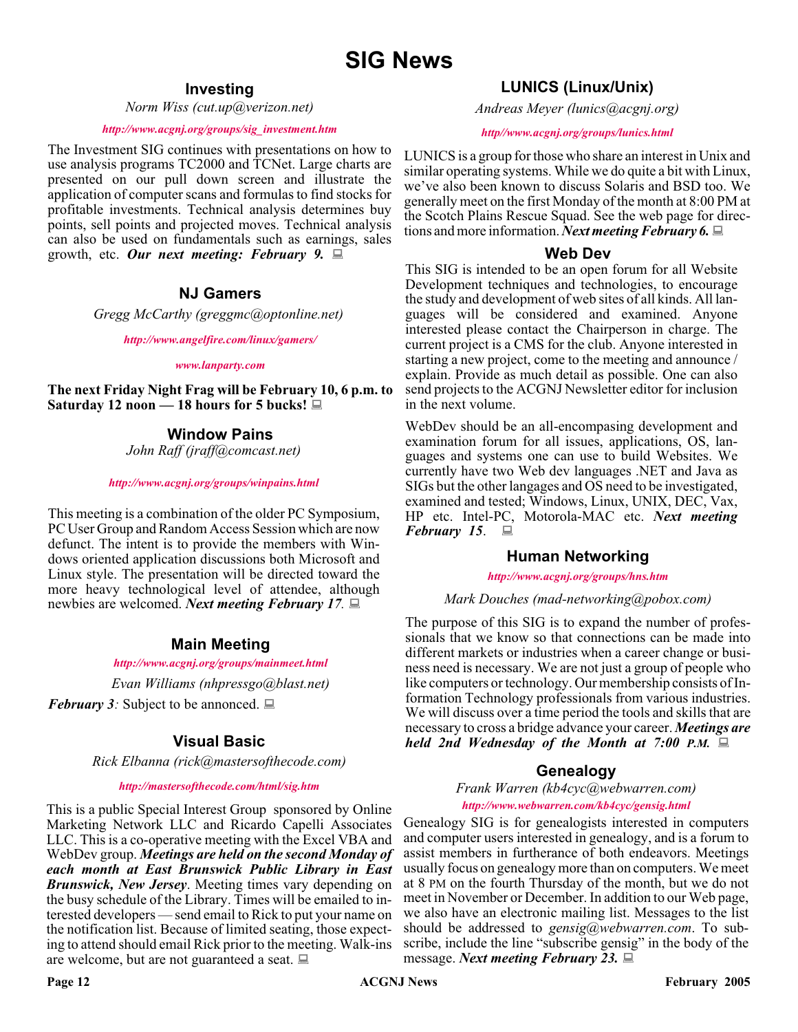# SIG News

## Investing

*Norm Wiss (cut.up@verizon.net)*

*http://www.acgnj.org/groups/sig_investment.htm*

The Investment SIG continues with presentations on how to use analysis programs TC2000 and TCNet. Large charts are presented on our pull down screen and illustrate the application of computer scans and formulas to find stocks for profitable investments. Technical analysis determines buy points, sell points and projected moves. Technical analysis can also be used on fundamentals such as earnings, sales growth, etc. ***Our next meeting: February 9.***

## NJ Gamers

*Gregg McCarthy (greggmc@optonline.net)*

*http://www.angelfire.com/linux/gamers/*

*www.lanparty.com*

**The next Friday Night Frag will be February 10, 6 p.m. to Saturday 12 noon — 18 hours for 5 bucks!**

## Window Pains

*John Raff (jraff@comcast.net)*

*http://www.acgnj.org/groups/winpains.html*

This meeting is a combination of the older PC Symposium, PC User Group and Random Access Session which are now defunct. The intent is to provide the members with Windows oriented application discussions both Microsoft and Linux style. The presentation will be directed toward the more heavy technological level of attendee, although newbies are welcomed. ***Next meeting February 17***.

## Main Meeting

*http://www.acgnj.org/groups/mainmeet.html*

*Evan Williams (nhpressgo@blast.net)*

***February 3***: Subject to be annonced.

## Visual Basic

*Rick Elbanna (rick@mastersofthecode.com)*

*http://mastersofthecode.com/html/sig.htm*

This is a public Special Interest Group sponsored by Online Marketing Network LLC and Ricardo Capelli Associates LLC. This is a co-operative meeting with the Excel VBA and WebDev group. ***Meetings are held on the second Monday of each month at East Brunswick Public Library in East Brunswick, New Jersey***. Meeting times vary depending on the busy schedule of the Library. Times will be emailed to interested developers — send email to Rick to put your name on the notification list. Because of limited seating, those expecting to attend should email Rick prior to the meeting. Walk-ins are welcome, but are not guaranteed a seat.

## LUNICS (Linux/Unix)

*Andreas Meyer (lunics@acgnj.org)*

*http//www.acgnj.org/groups/lunics.html*

LUNICS is a group for those who share an interest in Unix and similar operating systems. While we do quite a bit with Linux, we've also been known to discuss Solaris and BSD too. We generally meet on the first Monday of the month at 8:00 PM at the Scotch Plains Rescue Squad. See the web page for directions and more information. ***Next meeting February 6.***

## Web Dev

This SIG is intended to be an open forum for all Website Development techniques and technologies, to encourage the study and development of web sites of all kinds. All languages will be considered and examined. Anyone interested please contact the Chairperson in charge. The current project is a CMS for the club. Anyone interested in starting a new project, come to the meeting and announce / explain. Provide as much detail as possible. One can also send projects to the ACGNJ Newsletter editor for inclusion in the next volume.

WebDev should be an all-encompasing development and examination forum for all issues, applications, OS, languages and systems one can use to build Websites. We currently have two Web dev languages .NET and Java as SIGs but the other langages and OS need to be investigated, examined and tested; Windows, Linux, UNIX, DEC, Vax, HP etc. Intel-PC, Motorola-MAC etc. ***Next meeting February 15***.

## Human Networking

*http://www.acgnj.org/groups/hns.htm*

*Mark Douches (mad-networking@pobox.com)*

The purpose of this SIG is to expand the number of professionals that we know so that connections can be made into different markets or industries when a career change or business need is necessary. We are not just a group of people who like computers or technology. Our membership consists of Information Technology professionals from various industries. We will discuss over a time period the tools and skills that are necessary to cross a bridge advance your career. ***Meetings are held 2nd Wednesday of the Month at 7:00 P.M.***

## Genealogy

*Frank Warren (kb4cyc@webwarren.com)*

*http://www.webwarren.com/kb4cyc/gensig.html*

Genealogy SIG is for genealogists interested in computers and computer users interested in genealogy, and is a forum to assist members in furtherance of both endeavors. Meetings usually focus on genealogy more than on computers. We meet at 8 PM on the fourth Thursday of the month, but we do not meet in November or December. In addition to our Web page, we also have an electronic mailing list. Messages to the list should be addressed to *gensig@webwarren.com*. To subscribe, include the line "subscribe gensig" in the body of the message. ***Next meeting February 23.***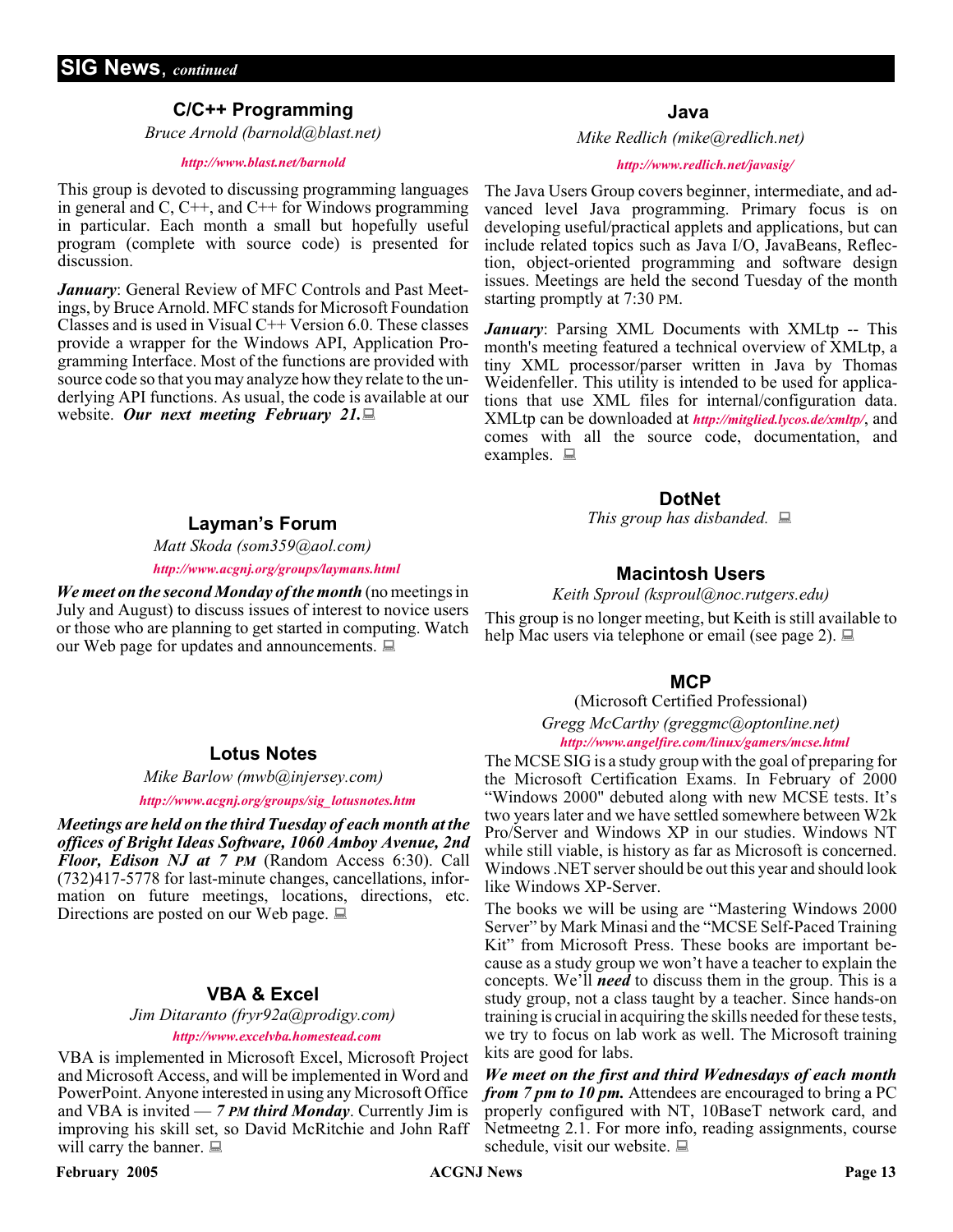## SIG News, *continued*

### C/C++ Programming

*Bruce Arnold (barnold@blast.net)*

*http://www.blast.net/barnold*

This group is devoted to discussing programming languages in general and C, C++, and C++ for Windows programming in particular. Each month a small but hopefully useful program (complete with source code) is presented for discussion.

***January***: General Review of MFC Controls and Past Meetings, by Bruce Arnold. MFC stands for Microsoft Foundation Classes and is used in Visual C++ Version 6.0. These classes provide a wrapper for the Windows API, Application Programming Interface. Most of the functions are provided with source code so that you may analyze how they relate to the underlying API functions. As usual, the code is available at our website. ***Our next meeting February 21.***

### Layman's Forum

*Matt Skoda (som359@aol.com)*

*http://www.acgnj.org/groups/laymans.html*

***We meet on the second Monday of the month*** (no meetings in July and August) to discuss issues of interest to novice users or those who are planning to get started in computing. Watch our Web page for updates and announcements.

### Lotus Notes

*Mike Barlow (mwb@injersey.com)*

*http://www.acgnj.org/groups/sig_lotusnotes.htm*

***Meetings are held on the third Tuesday of each month at the offices of Bright Ideas Software, 1060 Amboy Avenue, 2nd Floor, Edison NJ at 7 PM*** (Random Access 6:30). Call (732)417-5778 for last-minute changes, cancellations, information on future meetings, locations, directions, etc. Directions are posted on our Web page.

### VBA & Excel

*Jim Ditaranto (fryr92a@prodigy.com)*

*http://www.excelvba.homestead.com*

VBA is implemented in Microsoft Excel, Microsoft Project and Microsoft Access, and will be implemented in Word and PowerPoint. Anyone interested in using any Microsoft Office and VBA is invited — ***7 PM third Monday***. Currently Jim is improving his skill set, so David McRitchie and John Raff will carry the banner.

### Java

*Mike Redlich (mike@redlich.net)*

*http://www.redlich.net/javasig/*

The Java Users Group covers beginner, intermediate, and advanced level Java programming. Primary focus is on developing useful/practical applets and applications, but can include related topics such as Java I/O, JavaBeans, Reflection, object-oriented programming and software design issues. Meetings are held the second Tuesday of the month starting promptly at 7:30 PM.

***January***: Parsing XML Documents with XMLtp -- This month's meeting featured a technical overview of XMLtp, a tiny XML processor/parser written in Java by Thomas Weidenfeller. This utility is intended to be used for applications that use XML files for internal/configuration data. XMLtp can be downloaded at *http://mitglied.lycos.de/xmltp/*, and comes with all the source code, documentation, and examples.

### DotNet

*This group has disbanded.*

### Macintosh Users

*Keith Sproul (ksproul@noc.rutgers.edu)*

This group is no longer meeting, but Keith is still available to help Mac users via telephone or email (see page 2).

### MCP

(Microsoft Certified Professional)

*Gregg McCarthy (greggmc@optonline.net)*

*http://www.angelfire.com/linux/gamers/mcse.html*

The MCSE SIG is a study group with the goal of preparing for the Microsoft Certification Exams. In February of 2000 "Windows 2000" debuted along with new MCSE tests. It's two years later and we have settled somewhere between W2k Pro/Server and Windows XP in our studies. Windows NT while still viable, is history as far as Microsoft is concerned. Windows .NET server should be out this year and should look like Windows XP-Server.

The books we will be using are "Mastering Windows 2000 Server" by Mark Minasi and the "MCSE Self-Paced Training Kit" from Microsoft Press. These books are important because as a study group we won't have a teacher to explain the concepts. We'll ***need*** to discuss them in the group. This is a study group, not a class taught by a teacher. Since hands-on training is crucial in acquiring the skills needed for these tests, we try to focus on lab work as well. The Microsoft training kits are good for labs.

***We meet on the first and third Wednesdays of each month from 7 pm to 10 pm.*** Attendees are encouraged to bring a PC properly configured with NT, 10BaseT network card, and Netmeetng 2.1. For more info, reading assignments, course schedule, visit our website.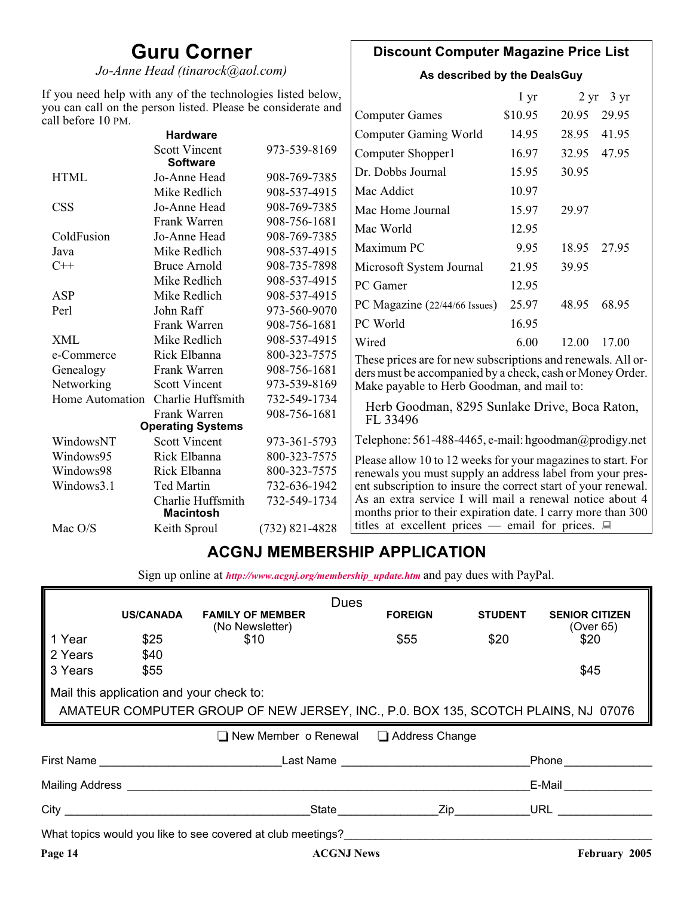# Guru Corner

*Jo-Anne Head (tinarock@aol.com)*

If you need help with any of the technologies listed below, you can call on the person listed. Please be considerate and call before 10 PM.

| | | |
|---|---|---|
| **Hardware** | | |
| | Scott Vincent | 973-539-8169 |
| **Software** | | |
| HTML | Jo-Anne Head | 908-769-7385 |
| | Mike Redlich | 908-537-4915 |
| CSS | Jo-Anne Head | 908-769-7385 |
| | Frank Warren | 908-756-1681 |
| ColdFusion | Jo-Anne Head | 908-769-7385 |
| Java | Mike Redlich | 908-537-4915 |
| C++ | Bruce Arnold | 908-735-7898 |
| | Mike Redlich | 908-537-4915 |
| ASP | Mike Redlich | 908-537-4915 |
| Perl | John Raff | 973-560-9070 |
| | Frank Warren | 908-756-1681 |
| XML | Mike Redlich | 908-537-4915 |
| e-Commerce | Rick Elbanna | 800-323-7575 |
| Genealogy | Frank Warren | 908-756-1681 |
| Networking | Scott Vincent | 973-539-8169 |
| Home Automation | Charlie Huffsmith | 732-549-1734 |
| | Frank Warren | 908-756-1681 |
| **Operating Systems** | | |
| WindowsNT | Scott Vincent | 973-361-5793 |
| Windows95 | Rick Elbanna | 800-323-7575 |
| Windows98 | Rick Elbanna | 800-323-7575 |
| Windows3.1 | Ted Martin | 732-636-1942 |
| | Charlie Huffsmith | 732-549-1734 |
| **Macintosh** | | |
| Mac O/S | Keith Sproul | (732) 821-4828 |

## Discount Computer Magazine Price List

**As described by the DealsGuy**

| | 1 yr | 2 yr | 3 yr |
|---|---|---|---|
| Computer Games | $10.95 | 20.95 | 29.95 |
| Computer Gaming World | 14.95 | 28.95 | 41.95 |
| Computer Shopper1 | 16.97 | 32.95 | 47.95 |
| Dr. Dobbs Journal | 15.95 | 30.95 | |
| Mac Addict | 10.97 | | |
| Mac Home Journal | 15.97 | 29.97 | |
| Mac World | 12.95 | | |
| Maximum PC | 9.95 | 18.95 | 27.95 |
| Microsoft System Journal | 21.95 | 39.95 | |
| PC Gamer | 12.95 | | |
| PC Magazine (22/44/66 Issues) | 25.97 | 48.95 | 68.95 |
| PC World | 16.95 | | |
| Wired | 6.00 | 12.00 | 17.00 |

These prices are for new subscriptions and renewals. All orders must be accompanied by a check, cash or Money Order. Make payable to Herb Goodman, and mail to:

Herb Goodman, 8295 Sunlake Drive, Boca Raton, FL 33496

Telephone: 561-488-4465, e-mail: hgoodman@prodigy.net

Please allow 10 to 12 weeks for your magazines to start. For renewals you must supply an address label from your present subscription to insure the correct start of your renewal. As an extra service I will mail a renewal notice about 4 months prior to their expiration date. I carry more than 300 titles at excellent prices — email for prices.

## ACGNJ MEMBERSHIP APPLICATION

Sign up online at *http://www.acgnj.org/membership_update.htm* and pay dues with PayPal.

**Dues**

| | US/CANADA | FAMILY OF MEMBER (No Newsletter) | FOREIGN | STUDENT | SENIOR CITIZEN (Over 65) |
|---|---|---|---|---|---|
| 1 Year | $25 | $10 | $55 | $20 | $20 |
| 2 Years | $40 | | | | |
| 3 Years | $55 | | | | $45 |

Mail this application and your check to:

AMATEUR COMPUTER GROUP OF NEW JERSEY, INC., P.0. BOX 135, SCOTCH PLAINS, NJ 07076

❑ New Member o Renewal ❑ Address Change

First Name ____________________ Last Name ____________________ Phone __________

Mailing Address ________________________________________ E-Mail __________

City ____________________ State __________ Zip __________ URL __________

What topics would you like to see covered at club meetings? ____________________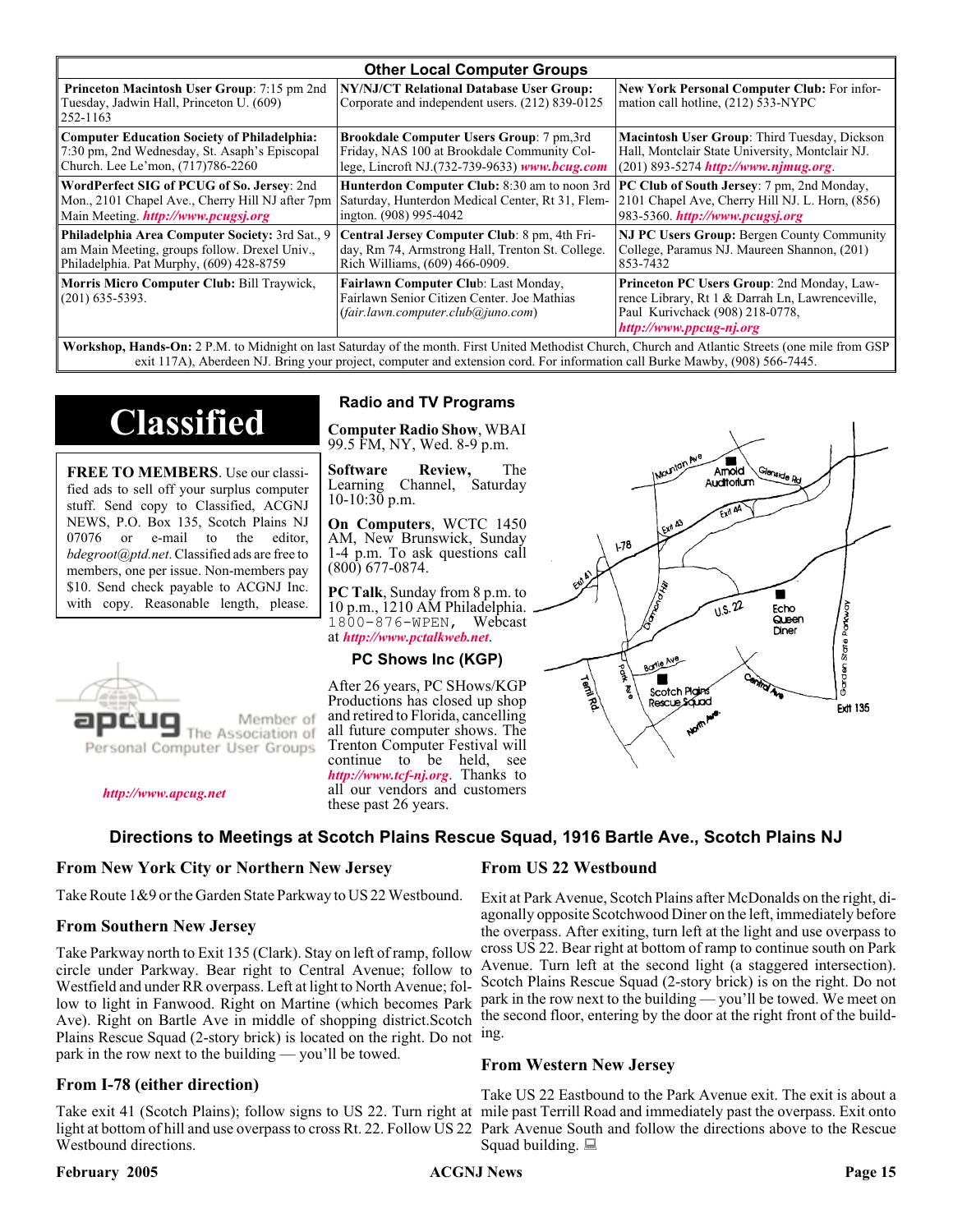## Other Local Computer Groups

| | | |
|---|---|---|
| **Princeton Macintosh User Group**: 7:15 pm 2nd Tuesday, Jadwin Hall, Princeton U. (609) 252-1163 | **NY/NJ/CT Relational Database User Group:** Corporate and independent users. (212) 839-0125 | **New York Personal Computer Club:** For information call hotline, (212) 533-NYPC |
| **Computer Education Society of Philadelphia:** 7:30 pm, 2nd Wednesday, St. Asaph's Episcopal Church. Lee Le'mon, (717)786-2260 | **Brookdale Computer Users Group**: 7 pm,3rd Friday, NAS 100 at Brookdale Community College, Lincroft NJ.(732-739-9633) ***www.bcug.com*** | **Macintosh User Group**: Third Tuesday, Dickson Hall, Montclair State University, Montclair NJ. (201) 893-5274 ***http://www.njmug.org***. |
| **WordPerfect SIG of PCUG of So. Jersey**: 2nd Mon., 2101 Chapel Ave., Cherry Hill NJ after 7pm Main Meeting. ***http://www.pcugsj.org*** | **Hunterdon Computer Club:** 8:30 am to noon 3rd Saturday, Hunterdon Medical Center, Rt 31, Flemington. (908) 995-4042 | **PC Club of South Jersey**: 7 pm, 2nd Monday, 2101 Chapel Ave, Cherry Hill NJ. L. Horn, (856) 983-5360. ***http://www.pcugsj.org*** |
| **Philadelphia Area Computer Society:** 3rd Sat., 9 am Main Meeting, groups follow. Drexel Univ., Philadelphia. Pat Murphy, (609) 428-8759 | **Central Jersey Computer Club**: 8 pm, 4th Friday, Rm 74, Armstrong Hall, Trenton St. College. Rich Williams, (609) 466-0909. | **NJ PC Users Group:** Bergen County Community College, Paramus NJ. Maureen Shannon, (201) 853-7432 |
| **Morris Micro Computer Club:** Bill Traywick, (201) 635-5393. | **Fairlawn Computer Club**: Last Monday, Fairlawn Senior Citizen Center. Joe Mathias (*fair.lawn.computer.club@juno.com*) | **Princeton PC Users Group**: 2nd Monday, Lawrence Library, Rt 1 & Darrah Ln, Lawrenceville, Paul Kurivchack (908) 218-0778, ***http://www.ppcug-nj.org*** |

**Workshop, Hands-On:** 2 P.M. to Midnight on last Saturday of the month. First United Methodist Church, Church and Atlantic Streets (one mile from GSP exit 117A), Aberdeen NJ. Bring your project, computer and extension cord. For information call Burke Mawby, (908) 566-7445.

# Classified

**FREE TO MEMBERS**. Use our classified ads to sell off your surplus computer stuff. Send copy to Classified, ACGNJ NEWS, P.O. Box 135, Scotch Plains NJ 07076 or e-mail to the editor, *bdegroot@ptd.net*. Classified ads are free to members, one per issue. Non-members pay $10. Send check payable to ACGNJ Inc. with copy. Reasonable length, please.

Member of The Association of Personal Computer User Groups

***http://www.apcug.net***

## Radio and TV Programs

**Computer Radio Show**, WBAI 99.5 FM, NY, Wed. 8-9 p.m.

**Software Review,** The Learning Channel, Saturday 10-10:30 p.m.

**On Computers**, WCTC 1450 AM, New Brunswick, Sunday 1-4 p.m. To ask questions call (800) 677-0874.

**PC Talk**, Sunday from 8 p.m. to 10 p.m., 1210 AM Philadelphia. 1800-876-WPEN, Webcast at ***http://www.pctalkweb.net***.

## PC Shows Inc (KGP)

After 26 years, PC SHows/KGP Productions has closed up shop and retired to Florida, cancelling all future computer shows. The Trenton Computer Festival will continue to be held, see ***http://www.tcf-nj.org***. Thanks to all our vendors and customers these past 26 years.

## Directions to Meetings at Scotch Plains Rescue Squad, 1916 Bartle Ave., Scotch Plains NJ

### From New York City or Northern New Jersey

Take Route 1&9 or the Garden State Parkway to US 22 Westbound.

### From Southern New Jersey

Take Parkway north to Exit 135 (Clark). Stay on left of ramp, follow circle under Parkway. Bear right to Central Avenue; follow to Westfield and under RR overpass. Left at light to North Avenue; follow to light in Fanwood. Right on Martine (which becomes Park Ave). Right on Bartle Ave in middle of shopping district.Scotch Plains Rescue Squad (2-story brick) is located on the right. Do not park in the row next to the building — you'll be towed.

### From I-78 (either direction)

Take exit 41 (Scotch Plains); follow signs to US 22. Turn right at light at bottom of hill and use overpass to cross Rt. 22. Follow US 22 Westbound directions.

### From US 22 Westbound

Exit at Park Avenue, Scotch Plains after McDonalds on the right, diagonally opposite Scotchwood Diner on the left, immediately before the overpass. After exiting, turn left at the light and use overpass to cross US 22. Bear right at bottom of ramp to continue south on Park Avenue. Turn left at the second light (a staggered intersection). Scotch Plains Rescue Squad (2-story brick) is on the right. Do not park in the row next to the building — you'll be towed. We meet on the second floor, entering by the door at the right front of the building.

### From Western New Jersey

Take US 22 Eastbound to the Park Avenue exit. The exit is about a mile past Terrill Road and immediately past the overpass. Exit onto Park Avenue South and follow the directions above to the Rescue Squad building.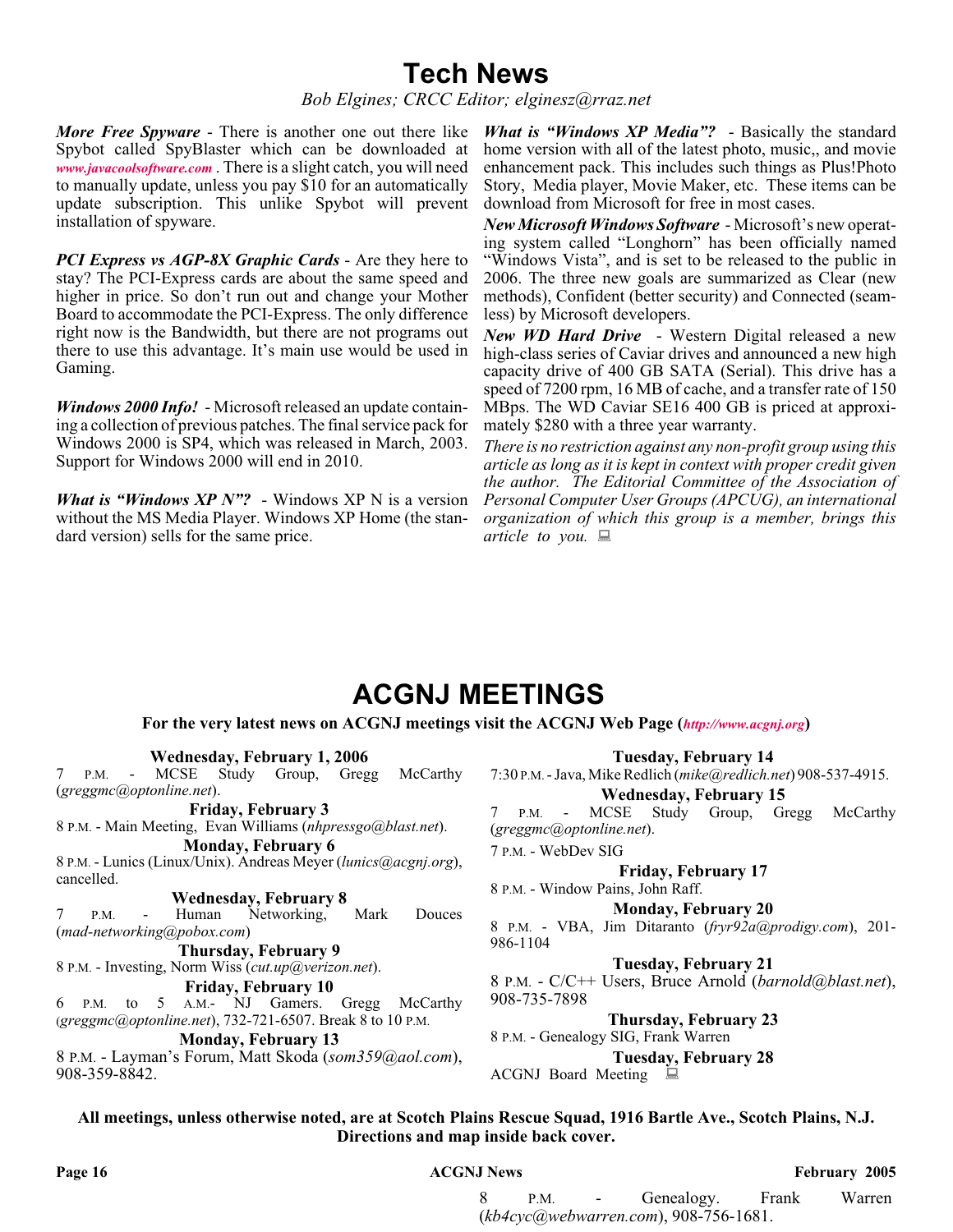# Tech News

*Bob Elgines; CRCC Editor; elginesz@rraz.net*

***More Free Spyware*** - There is another one out there like Spybot called SpyBlaster which can be downloaded at *www.javacoolsoftware.com* . There is a slight catch, you will need to manually update, unless you pay $10 for an automatically update subscription. This unlike Spybot will prevent installation of spyware.

***PCI Express vs AGP-8X Graphic Cards*** - Are they here to stay? The PCI-Express cards are about the same speed and higher in price. So don't run out and change your Mother Board to accommodate the PCI-Express. The only difference right now is the Bandwidth, but there are not programs out there to use this advantage. It's main use would be used in Gaming.

***Windows 2000 Info!*** - Microsoft released an update containing a collection of previous patches. The final service pack for Windows 2000 is SP4, which was released in March, 2003. Support for Windows 2000 will end in 2010.

***What is "Windows XP N"?*** - Windows XP N is a version without the MS Media Player. Windows XP Home (the standard version) sells for the same price.

***What is "Windows XP Media"?*** - Basically the standard home version with all of the latest photo, music,, and movie enhancement pack. This includes such things as Plus!Photo Story, Media player, Movie Maker, etc. These items can be download from Microsoft for free in most cases.

***New Microsoft Windows Software*** - Microsoft's new operating system called "Longhorn" has been officially named "Windows Vista", and is set to be released to the public in 2006. The three new goals are summarized as Clear (new methods), Confident (better security) and Connected (seamless) by Microsoft developers.

***New WD Hard Drive*** - Western Digital released a new high-class series of Caviar drives and announced a new high capacity drive of 400 GB SATA (Serial). This drive has a speed of 7200 rpm, 16 MB of cache, and a transfer rate of 150 MBps. The WD Caviar SE16 400 GB is priced at approximately $280 with a three year warranty.

*There is no restriction against any non-profit group using this article as long as it is kept in context with proper credit given the author. The Editorial Committee of the Association of Personal Computer User Groups (APCUG), an international organization of which this group is a member, brings this article to you.*

# ACGNJ MEETINGS

**For the very latest news on ACGNJ meetings visit the ACGNJ Web Page (*http://www.acgnj.org*)**

**Wednesday, February 1, 2006**
7 P.M. - MCSE Study Group, Gregg McCarthy (*greggmc@optonline.net*).

**Friday, February 3**
8 P.M. - Main Meeting, Evan Williams (*nhpressgo@blast.net*).

**Monday, February 6**
8 P.M. - Lunics (Linux/Unix). Andreas Meyer (*lunics@acgnj.org*), cancelled.

**Wednesday, February 8**
7 P.M. - Human Networking, Mark Douces (*mad-networking@pobox.com*)

**Thursday, February 9**
8 P.M. - Investing, Norm Wiss (*cut.up@verizon.net*).

**Friday, February 10**
6 P.M. to 5 A.M.- NJ Gamers. Gregg McCarthy (*greggmc@optonline.net*), 732-721-6507. Break 8 to 10 P.M.

**Monday, February 13**
8 P.M. - Layman's Forum, Matt Skoda (*som359@aol.com*), 908-359-8842.

**Tuesday, February 14**
7:30 P.M. - Java, Mike Redlich (*mike@redlich.net*) 908-537-4915.

**Wednesday, February 15**
7 P.M. - MCSE Study Group, Gregg McCarthy (*greggmc@optonline.net*).

7 P.M. - WebDev SIG

**Friday, February 17**
8 P.M. - Window Pains, John Raff.

**Monday, February 20**
8 P.M. - VBA, Jim Ditaranto (*fryr92a@prodigy.com*), 201-986-1104

**Tuesday, February 21**
8 P.M. - C/C++ Users, Bruce Arnold (*barnold@blast.net*), 908-735-7898

**Thursday, February 23**
8 P.M. - Genealogy SIG, Frank Warren

**Tuesday, February 28**
ACGNJ Board Meeting

**All meetings, unless otherwise noted, are at Scotch Plains Rescue Squad, 1916 Bartle Ave., Scotch Plains, N.J. Directions and map inside back cover.**

8 P.M. - Genealogy. Frank Warren (*kb4cyc@webwarren.com*), 908-756-1681.